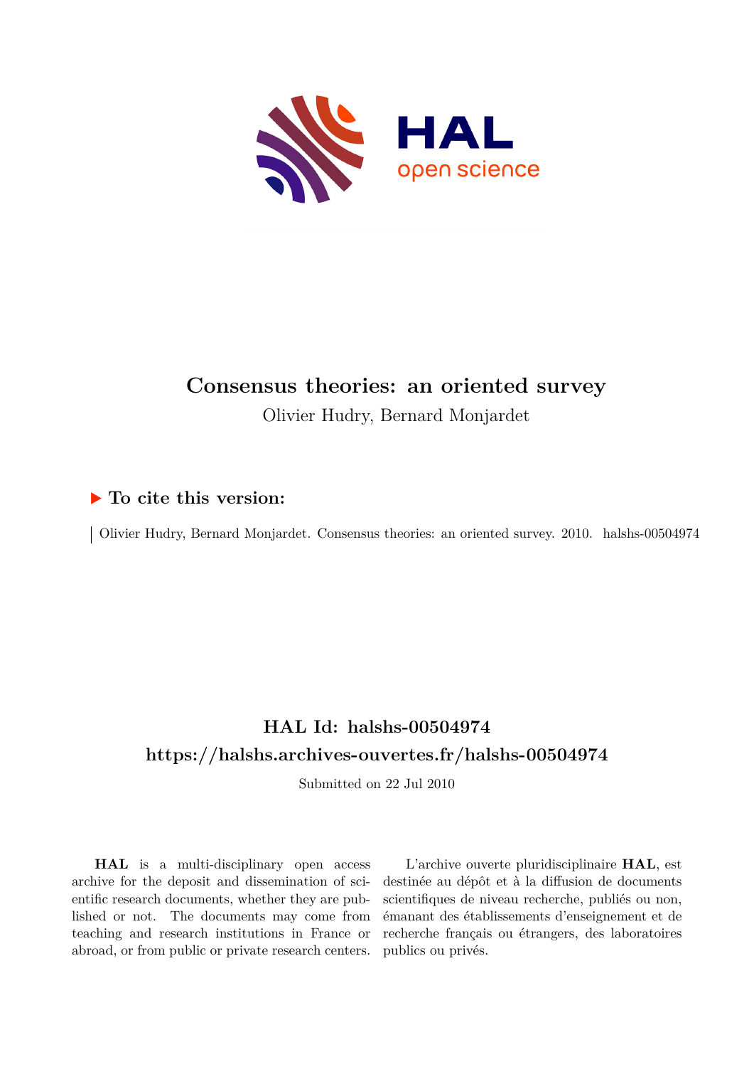# Consensus theories: an oriented survey

Olivier Hudry, Bernard Monjardet

## ▶ To cite this version:

Olivier Hudry, Bernard Monjardet. Consensus theories: an oriented survey. 2010. halshs-00504974

## HAL Id: halshs-00504974

## https://halshs.archives-ouvertes.fr/halshs-00504974

Submitted on 22 Jul 2010

**HAL** is a multi-disciplinary open access archive for the deposit and dissemination of scientific research documents, whether they are published or not. The documents may come from teaching and research institutions in France or abroad, or from public or private research centers.

L'archive ouverte pluridisciplinaire **HAL**, est destinée au dépôt et à la diffusion de documents scientifiques de niveau recherche, publiés ou non, émanant des établissements d'enseignement et de recherche français ou étrangers, des laboratoires publics ou privés.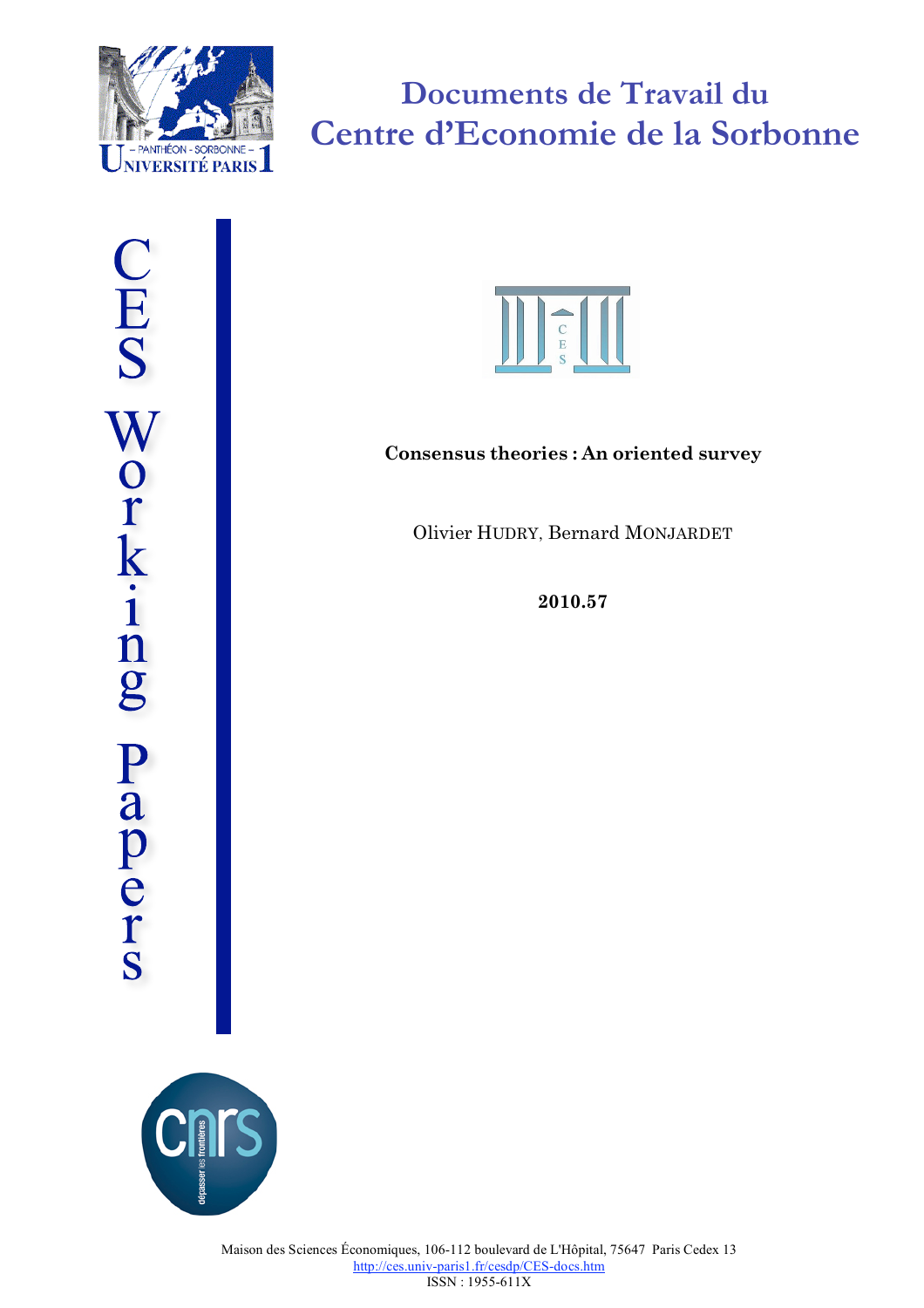# Documents de Travail du Centre d'Economie de la Sorbonne

CES Working Papers

**Consensus theories : An oriented survey**

Olivier HUDRY, Bernard MONJARDET

**2010.57**

Maison des Sciences Économiques, 106-112 boulevard de L'Hôpital, 75647 Paris Cedex 13
http://ces.univ-paris1.fr/cesdp/CES-docs.htm
ISSN : 1955-611X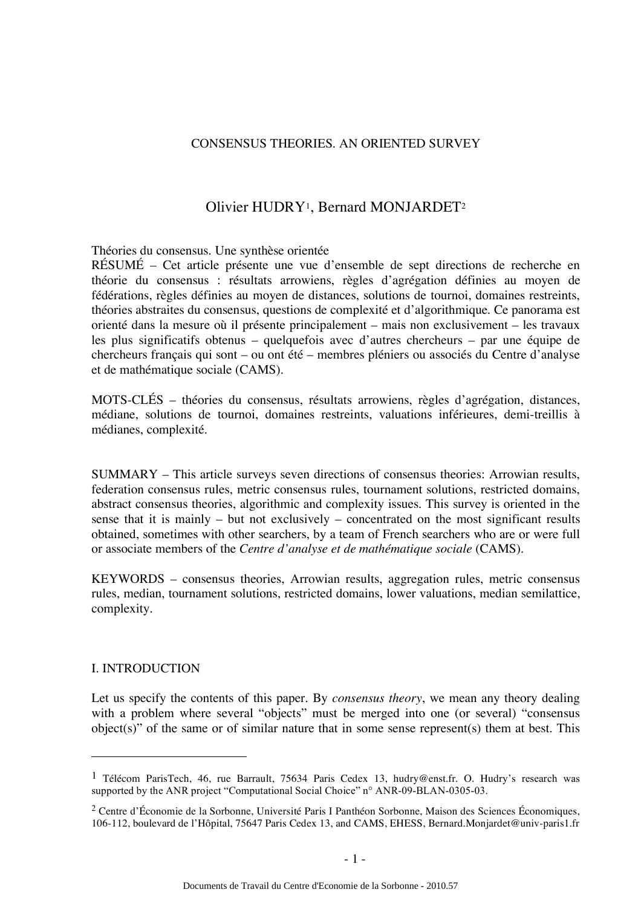CONSENSUS THEORIES. AN ORIENTED SURVEY

Olivier HUDRY[1], Bernard MONJARDET[2]

Théories du consensus. Une synthèse orientée

RÉSUMÉ – Cet article présente une vue d'ensemble de sept directions de recherche en théorie du consensus : résultats arrowiens, règles d'agrégation définies au moyen de fédérations, règles définies au moyen de distances, solutions de tournoi, domaines restreints, théories abstraites du consensus, questions de complexité et d'algorithmique. Ce panorama est orienté dans la mesure où il présente principalement – mais non exclusivement – les travaux les plus significatifs obtenus – quelquefois avec d'autres chercheurs – par une équipe de chercheurs français qui sont – ou ont été – membres pléniers ou associés du Centre d'analyse et de mathématique sociale (CAMS).

MOTS-CLÉS – théories du consensus, résultats arrowiens, règles d'agrégation, distances, médiane, solutions de tournoi, domaines restreints, valuations inférieures, demi-treillis à médianes, complexité.

SUMMARY – This article surveys seven directions of consensus theories: Arrowian results, federation consensus rules, metric consensus rules, tournament solutions, restricted domains, abstract consensus theories, algorithmic and complexity issues. This survey is oriented in the sense that it is mainly – but not exclusively – concentrated on the most significant results obtained, sometimes with other searchers, by a team of French searchers who are or were full or associate members of the *Centre d'analyse et de mathématique sociale* (CAMS).

KEYWORDS – consensus theories, Arrowian results, aggregation rules, metric consensus rules, median, tournament solutions, restricted domains, lower valuations, median semilattice, complexity.

## I. INTRODUCTION

Let us specify the contents of this paper. By *consensus theory*, we mean any theory dealing with a problem where several "objects" must be merged into one (or several) "consensus object(s)" of the same or of similar nature that in some sense represent(s) them at best. This

---

[1] Télécom ParisTech, 46, rue Barrault, 75634 Paris Cedex 13, hudry@enst.fr. O. Hudry's research was supported by the ANR project "Computational Social Choice" n° ANR-09-BLAN-0305-03.

[2] Centre d'Économie de la Sorbonne, Université Paris I Panthéon Sorbonne, Maison des Sciences Économiques, 106-112, boulevard de l'Hôpital, 75647 Paris Cedex 13, and CAMS, EHESS, Bernard.Monjardet@univ-paris1.fr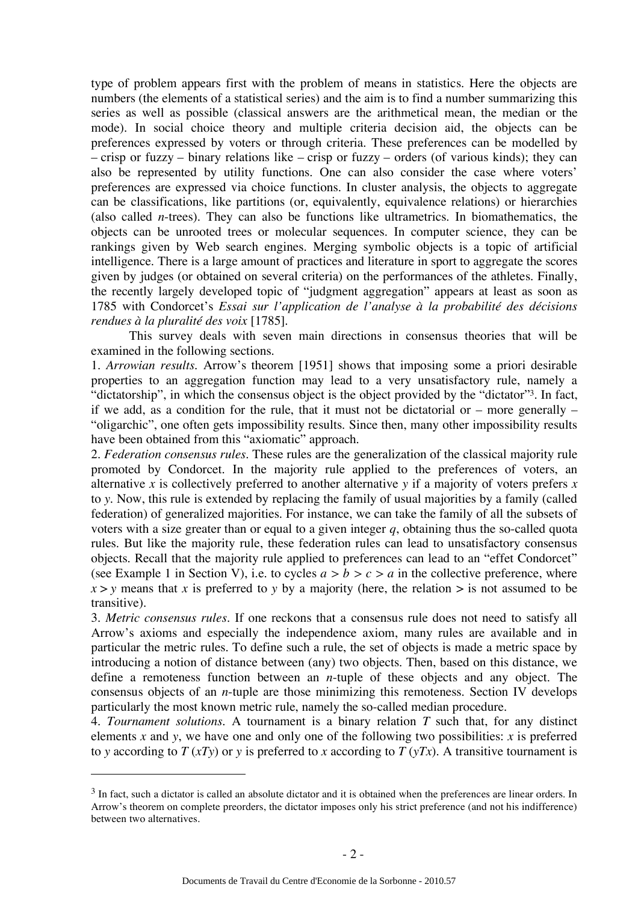type of problem appears first with the problem of means in statistics. Here the objects are numbers (the elements of a statistical series) and the aim is to find a number summarizing this series as well as possible (classical answers are the arithmetical mean, the median or the mode). In social choice theory and multiple criteria decision aid, the objects can be preferences expressed by voters or through criteria. These preferences can be modelled by – crisp or fuzzy – binary relations like – crisp or fuzzy – orders (of various kinds); they can also be represented by utility functions. One can also consider the case where voters' preferences are expressed via choice functions. In cluster analysis, the objects to aggregate can be classifications, like partitions (or, equivalently, equivalence relations) or hierarchies (also called *n*-trees). They can also be functions like ultrametrics. In biomathematics, the objects can be unrooted trees or molecular sequences. In computer science, they can be rankings given by Web search engines. Merging symbolic objects is a topic of artificial intelligence. There is a large amount of practices and literature in sport to aggregate the scores given by judges (or obtained on several criteria) on the performances of the athletes. Finally, the recently largely developed topic of "judgment aggregation" appears at least as soon as 1785 with Condorcet's *Essai sur l'application de l'analyse à la probabilité des décisions rendues à la pluralité des voix* [1785].

This survey deals with seven main directions in consensus theories that will be examined in the following sections.

1. *Arrowian results*. Arrow's theorem [1951] shows that imposing some a priori desirable properties to an aggregation function may lead to a very unsatisfactory rule, namely a "dictatorship", in which the consensus object is the object provided by the "dictator"[3]. In fact, if we add, as a condition for the rule, that it must not be dictatorial or – more generally – "oligarchic", one often gets impossibility results. Since then, many other impossibility results have been obtained from this "axiomatic" approach.

2. *Federation consensus rules*. These rules are the generalization of the classical majority rule promoted by Condorcet. In the majority rule applied to the preferences of voters, an alternative $x$ is collectively preferred to another alternative $y$ if a majority of voters prefers $x$ to $y$. Now, this rule is extended by replacing the family of usual majorities by a family (called federation) of generalized majorities. For instance, we can take the family of all the subsets of voters with a size greater than or equal to a given integer $q$, obtaining thus the so-called quota rules. But like the majority rule, these federation rules can lead to unsatisfactory consensus objects. Recall that the majority rule applied to preferences can lead to an "effet Condorcet" (see Example 1 in Section V), i.e. to cycles $a > b > c > a$ in the collective preference, where $x > y$ means that $x$ is preferred to $y$ by a majority (here, the relation $>$ is not assumed to be transitive).

3. *Metric consensus rules*. If one reckons that a consensus rule does not need to satisfy all Arrow's axioms and especially the independence axiom, many rules are available and in particular the metric rules. To define such a rule, the set of objects is made a metric space by introducing a notion of distance between (any) two objects. Then, based on this distance, we define a remoteness function between an $n$-tuple of these objects and any object. The consensus objects of an $n$-tuple are those minimizing this remoteness. Section IV develops particularly the most known metric rule, namely the so-called median procedure.

4. *Tournament solutions*. A tournament is a binary relation $T$ such that, for any distinct elements $x$ and $y$, we have one and only one of the following two possibilities: $x$ is preferred to $y$ according to $T$ ($xTy$) or $y$ is preferred to $x$ according to $T$ ($yTx$). A transitive tournament is

---

[3] In fact, such a dictator is called an absolute dictator and it is obtained when the preferences are linear orders. In Arrow's theorem on complete preorders, the dictator imposes only his strict preference (and not his indifference) between two alternatives.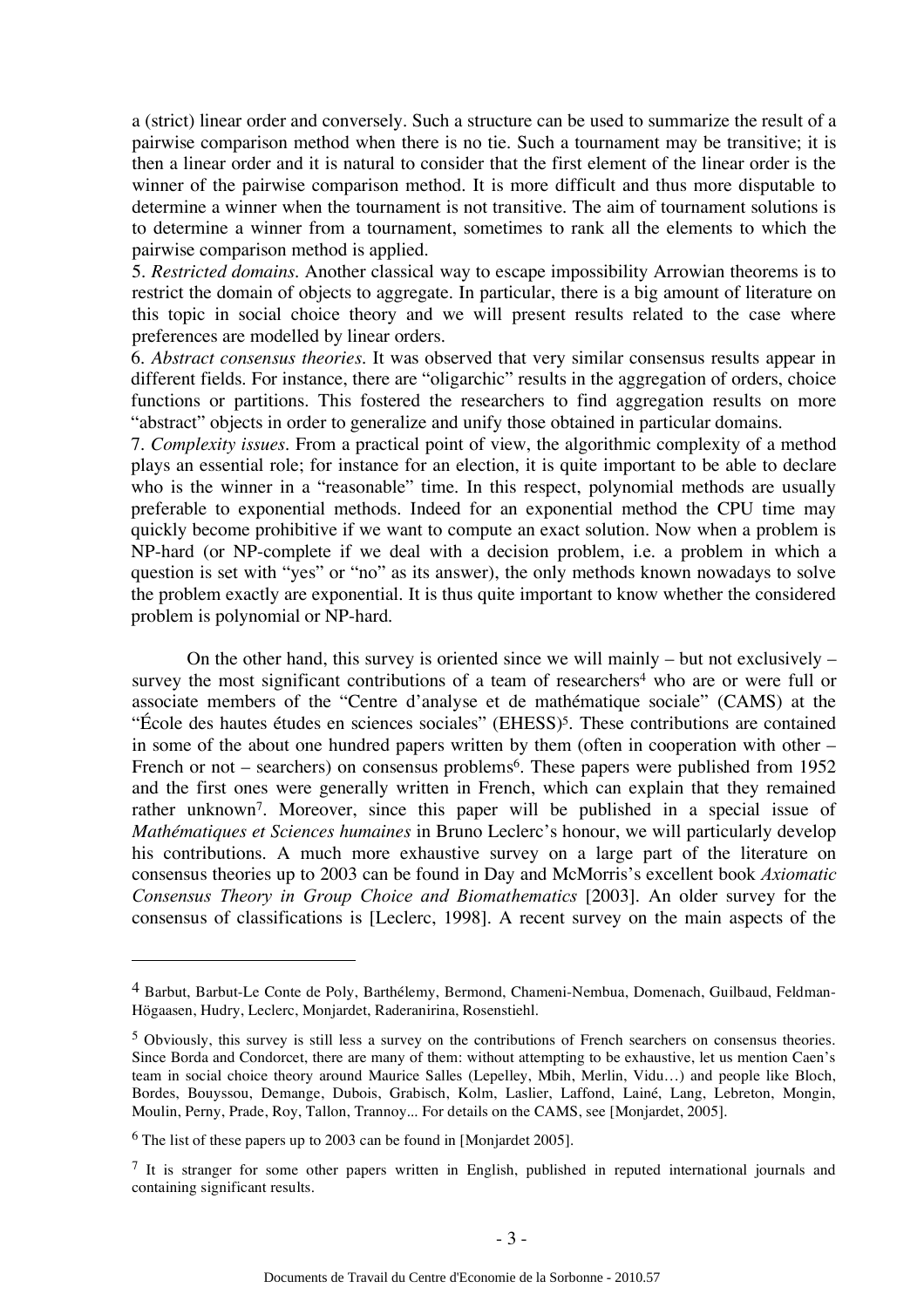a (strict) linear order and conversely. Such a structure can be used to summarize the result of a pairwise comparison method when there is no tie. Such a tournament may be transitive; it is then a linear order and it is natural to consider that the first element of the linear order is the winner of the pairwise comparison method. It is more difficult and thus more disputable to determine a winner when the tournament is not transitive. The aim of tournament solutions is to determine a winner from a tournament, sometimes to rank all the elements to which the pairwise comparison method is applied.

5. *Restricted domains*. Another classical way to escape impossibility Arrowian theorems is to restrict the domain of objects to aggregate. In particular, there is a big amount of literature on this topic in social choice theory and we will present results related to the case where preferences are modelled by linear orders.

6. *Abstract consensus theories*. It was observed that very similar consensus results appear in different fields. For instance, there are "oligarchic" results in the aggregation of orders, choice functions or partitions. This fostered the researchers to find aggregation results on more "abstract" objects in order to generalize and unify those obtained in particular domains.

7. *Complexity issues*. From a practical point of view, the algorithmic complexity of a method plays an essential role; for instance for an election, it is quite important to be able to declare who is the winner in a "reasonable" time. In this respect, polynomial methods are usually preferable to exponential methods. Indeed for an exponential method the CPU time may quickly become prohibitive if we want to compute an exact solution. Now when a problem is NP-hard (or NP-complete if we deal with a decision problem, i.e. a problem in which a question is set with "yes" or "no" as its answer), the only methods known nowadays to solve the problem exactly are exponential. It is thus quite important to know whether the considered problem is polynomial or NP-hard.

On the other hand, this survey is oriented since we will mainly – but not exclusively – survey the most significant contributions of a team of researchers[4] who are or were full or associate members of the "Centre d'analyse et de mathématique sociale" (CAMS) at the "École des hautes études en sciences sociales" (EHESS)[5]. These contributions are contained in some of the about one hundred papers written by them (often in cooperation with other – French or not – searchers) on consensus problems[6]. These papers were published from 1952 and the first ones were generally written in French, which can explain that they remained rather unknown[7]. Moreover, since this paper will be published in a special issue of *Mathématiques et Sciences humaines* in Bruno Leclerc's honour, we will particularly develop his contributions. A much more exhaustive survey on a large part of the literature on consensus theories up to 2003 can be found in Day and McMorris's excellent book *Axiomatic Consensus Theory in Group Choice and Biomathematics* [2003]. An older survey for the consensus of classifications is [Leclerc, 1998]. A recent survey on the main aspects of the

---

[4] Barbut, Barbut-Le Conte de Poly, Barthélemy, Bermond, Chameni-Nembua, Domenach, Guilbaud, Feldman-Högaasen, Hudry, Leclerc, Monjardet, Raderanirina, Rosenstiehl.

[5] Obviously, this survey is still less a survey on the contributions of French searchers on consensus theories. Since Borda and Condorcet, there are many of them: without attempting to be exhaustive, let us mention Caen's team in social choice theory around Maurice Salles (Lepelley, Mbih, Merlin, Vidu…) and people like Bloch, Bordes, Bouyssou, Demange, Dubois, Grabisch, Kolm, Laslier, Laffond, Lainé, Lang, Lebreton, Mongin, Moulin, Perny, Prade, Roy, Tallon, Trannoy... For details on the CAMS, see [Monjardet, 2005].

[6] The list of these papers up to 2003 can be found in [Monjardet 2005].

[7] It is stranger for some other papers written in English, published in reputed international journals and containing significant results.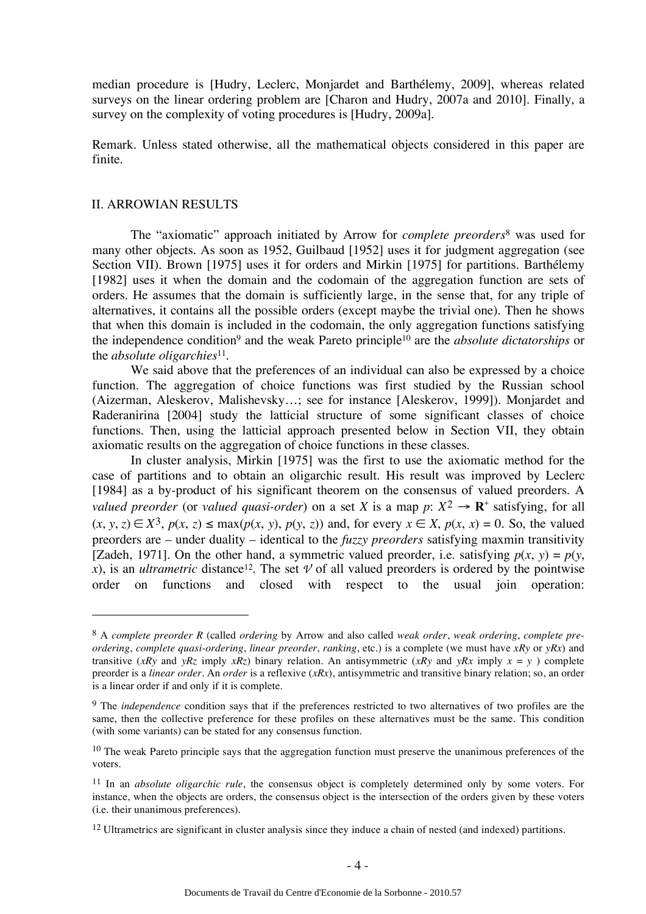median procedure is [Hudry, Leclerc, Monjardet and Barthélemy, 2009], whereas related surveys on the linear ordering problem are [Charon and Hudry, 2007a and 2010]. Finally, a survey on the complexity of voting procedures is [Hudry, 2009a].

Remark. Unless stated otherwise, all the mathematical objects considered in this paper are finite.

## II. ARROWIAN RESULTS

The "axiomatic" approach initiated by Arrow for *complete preorders*[8] was used for many other objects. As soon as 1952, Guilbaud [1952] uses it for judgment aggregation (see Section VII). Brown [1975] uses it for orders and Mirkin [1975] for partitions. Barthélemy [1982] uses it when the domain and the codomain of the aggregation function are sets of orders. He assumes that the domain is sufficiently large, in the sense that, for any triple of alternatives, it contains all the possible orders (except maybe the trivial one). Then he shows that when this domain is included in the codomain, the only aggregation functions satisfying the independence condition[9] and the weak Pareto principle[10] are the *absolute dictatorships* or the *absolute oligarchies*[11].

We said above that the preferences of an individual can also be expressed by a choice function. The aggregation of choice functions was first studied by the Russian school (Aizerman, Aleskerov, Malishevsky…; see for instance [Aleskerov, 1999]). Monjardet and Raderanirina [2004] study the latticial structure of some significant classes of choice functions. Then, using the latticial approach presented below in Section VII, they obtain axiomatic results on the aggregation of choice functions in these classes.

In cluster analysis, Mirkin [1975] was the first to use the axiomatic method for the case of partitions and to obtain an oligarchic result. His result was improved by Leclerc [1984] as a by-product of his significant theorem on the consensus of valued preorders. A *valued preorder* (or *valued quasi-order*) on a set $X$ is a map $p$: $X^2 \rightarrow \mathbf{R}^+$ satisfying, for all $(x, y, z) \in X^3$, $p(x, z) \leq \max(p(x, y), p(y, z))$ and, for every $x \in X$, $p(x, x) = 0$. So, the valued preorders are – under duality – identical to the *fuzzy preorders* satisfying maxmin transitivity [Zadeh, 1971]. On the other hand, a symmetric valued preorder, i.e. satisfying $p(x, y) = p(y, x)$, is an *ultrametric* distance[12]. The set $\mathcal{V}$ of all valued preorders is ordered by the pointwise order on functions and closed with respect to the usual join operation:

---

[8] A *complete preorder R* (called *ordering* by Arrow and also called *weak order*, *weak ordering*, *complete pre-ordering*, *complete quasi-ordering*, *linear preorder*, *ranking*, etc.) is a complete (we must have $xRy$ or $yRx$) and transitive ($xRy$ and $yRz$ imply $xRz$) binary relation. An antisymmetric ($xRy$ and $yRx$ imply $x = y$ ) complete preorder is a *linear order*. An *order* is a reflexive ($xRx$), antisymmetric and transitive binary relation; so, an order is a linear order if and only if it is complete.

[9] The *independence* condition says that if the preferences restricted to two alternatives of two profiles are the same, then the collective preference for these profiles on these alternatives must be the same. This condition (with some variants) can be stated for any consensus function.

[10] The weak Pareto principle says that the aggregation function must preserve the unanimous preferences of the voters.

[11] In an *absolute oligarchic rule*, the consensus object is completely determined only by some voters. For instance, when the objects are orders, the consensus object is the intersection of the orders given by these voters (i.e. their unanimous preferences).

[12] Ultrametrics are significant in cluster analysis since they induce a chain of nested (and indexed) partitions.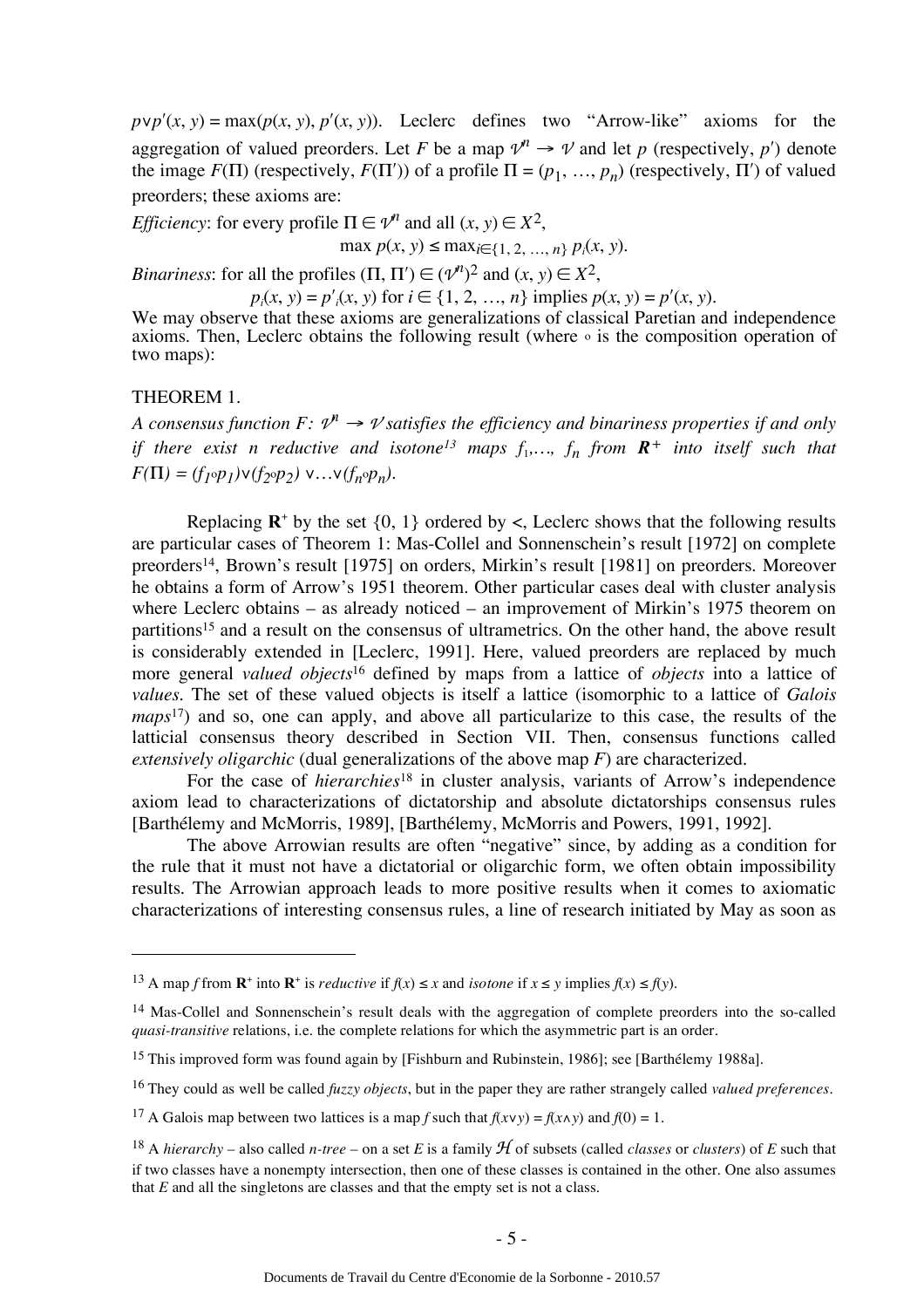$p \vee p'(x, y) = \max(p(x, y), p'(x, y))$. Leclerc defines two "Arrow-like" axioms for the aggregation of valued preorders. Let $F$ be a map $\mathcal{V}^n \rightarrow \mathcal{V}$ and let $p$ (respectively, $p'$) denote the image $F(\Pi)$ (respectively, $F(\Pi')$) of a profile $\Pi = (p_1, \ldots, p_n)$ (respectively, $\Pi'$) of valued preorders; these axioms are:

*Efficiency*: for every profile $\Pi \in \mathcal{V}^n$ and all $(x, y) \in X^2$,

$$\max p(x, y) \leq \max_{i \in \{1, 2, \ldots, n\}} p_i(x, y).$$

*Binariness*: for all the profiles $(\Pi, \Pi') \in (\mathcal{V}^n)^2$ and $(x, y) \in X^2$,

$$p_i(x, y) = p'_i(x, y) \text{ for } i \in \{1, 2, \ldots, n\} \text{ implies } p(x, y) = p'(x, y).$$

We may observe that these axioms are generalizations of classical Paretian and independence axioms. Then, Leclerc obtains the following result (where $\circ$ is the composition operation of two maps):

THEOREM 1.

*A consensus function $F$: $\mathcal{V}^n \rightarrow \mathcal{V}$ satisfies the efficiency and binariness properties if and only if there exist n reductive and isotone*[13] *maps $f_1, \ldots, f_n$ from $\mathbf{R}^+$ into itself such that $F(\Pi) = (f_1 \circ p_1) \vee (f_2 \circ p_2) \vee \ldots \vee (f_n \circ p_n)$.*

Replacing $\mathbf{R}^+$ by the set $\{0, 1\}$ ordered by $<$, Leclerc shows that the following results are particular cases of Theorem 1: Mas-Collel and Sonnenschein's result [1972] on complete preorders[14], Brown's result [1975] on orders, Mirkin's result [1981] on preorders. Moreover he obtains a form of Arrow's 1951 theorem. Other particular cases deal with cluster analysis where Leclerc obtains – as already noticed – an improvement of Mirkin's 1975 theorem on partitions[15] and a result on the consensus of ultrametrics. On the other hand, the above result is considerably extended in [Leclerc, 1991]. Here, valued preorders are replaced by much more general *valued objects*[16] defined by maps from a lattice of *objects* into a lattice of *values*. The set of these valued objects is itself a lattice (isomorphic to a lattice of *Galois maps*[17]) and so, one can apply, and above all particularize to this case, the results of the latticial consensus theory described in Section VII. Then, consensus functions called *extensively oligarchic* (dual generalizations of the above map $F$) are characterized.

For the case of *hierarchies*[18] in cluster analysis, variants of Arrow's independence axiom lead to characterizations of dictatorship and absolute dictatorships consensus rules [Barthélemy and McMorris, 1989], [Barthélemy, McMorris and Powers, 1991, 1992].

The above Arrowian results are often "negative" since, by adding as a condition for the rule that it must not have a dictatorial or oligarchic form, we often obtain impossibility results. The Arrowian approach leads to more positive results when it comes to axiomatic characterizations of interesting consensus rules, a line of research initiated by May as soon as

---

[13] A map $f$ from $\mathbf{R}^+$ into $\mathbf{R}^+$ is *reductive* if $f(x) \leq x$ and *isotone* if $x \leq y$ implies $f(x) \leq f(y)$.

[14] Mas-Collel and Sonnenschein's result deals with the aggregation of complete preorders into the so-called *quasi-transitive* relations, i.e. the complete relations for which the asymmetric part is an order.

[15] This improved form was found again by [Fishburn and Rubinstein, 1986]; see [Barthélemy 1988a].

[16] They could as well be called *fuzzy objects*, but in the paper they are rather strangely called *valued preferences*.

[17] A Galois map between two lattices is a map $f$ such that $f(x \vee y) = f(x \wedge y)$ and $f(0) = 1$.

[18] A *hierarchy* – also called *n-tree* – on a set $E$ is a family $\mathcal{H}$ of subsets (called *classes* or *clusters*) of $E$ such that if two classes have a nonempty intersection, then one of these classes is contained in the other. One also assumes that $E$ and all the singletons are classes and that the empty set is not a class.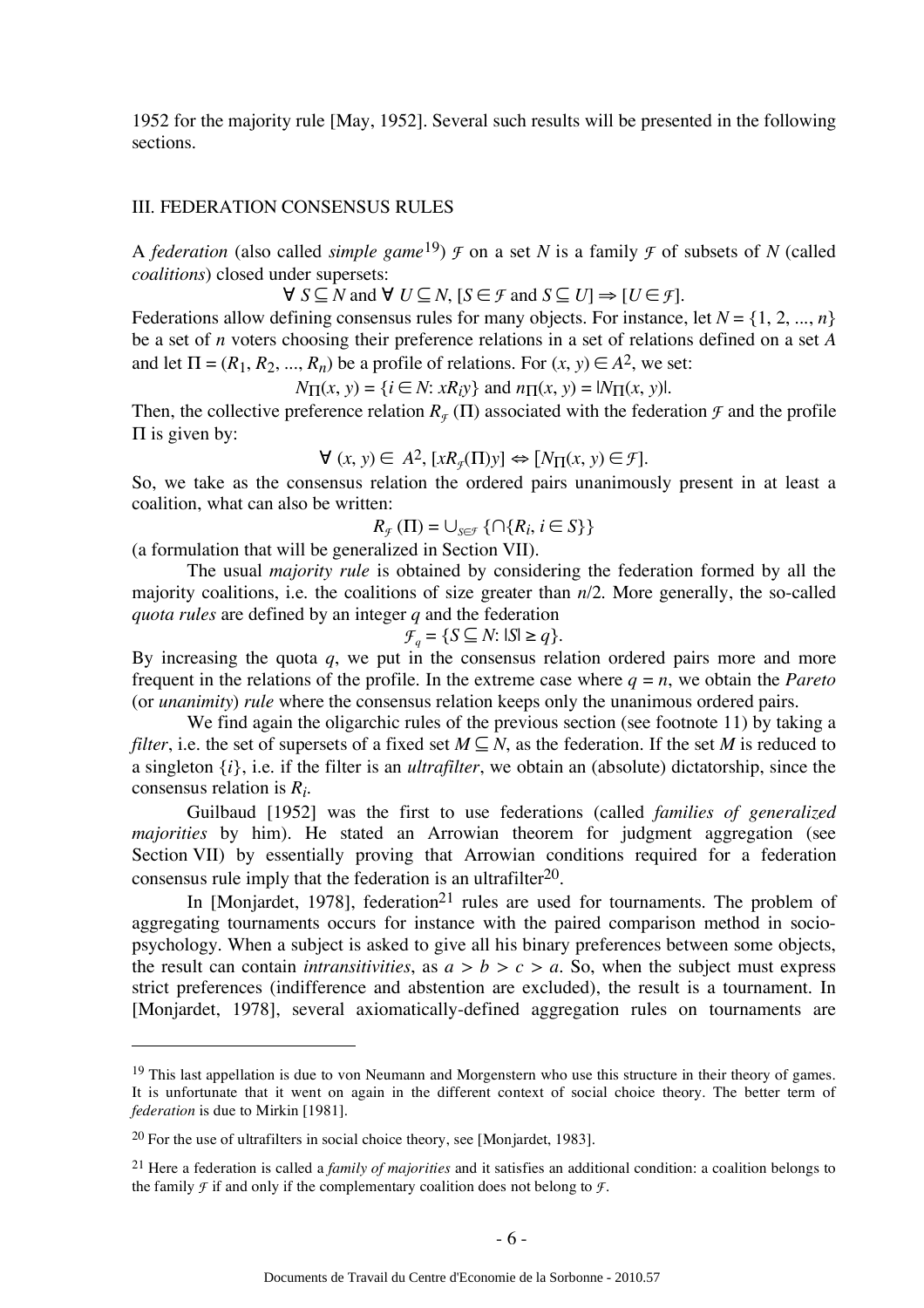1952 for the majority rule [May, 1952]. Several such results will be presented in the following sections.

## III. FEDERATION CONSENSUS RULES

A *federation* (also called *simple game*[19]) $\mathcal{F}$ on a set $N$ is a family $\mathcal{F}$ of subsets of $N$ (called *coalitions*) closed under supersets:

$$\forall\ S \subseteq N \text{ and } \forall\ U \subseteq N,\ [S \in \mathcal{F} \text{ and } S \subseteq U] \Rightarrow [U \in \mathcal{F}].$$

Federations allow defining consensus rules for many objects. For instance, let $N = \{1, 2, ..., n\}$ be a set of $n$ voters choosing their preference relations in a set of relations defined on a set $A$ and let $\Pi = (R_1, R_2, ..., R_n)$ be a profile of relations. For $(x, y) \in A^2$, we set:

$$N_\Pi(x, y) = \{i \in N\text{: } xR_iy\} \text{ and } n_\Pi(x, y) = |N_\Pi(x, y)|.$$

Then, the collective preference relation $R_\mathcal{F}(\Pi)$ associated with the federation $\mathcal{F}$ and the profile $\Pi$ is given by:

$$\forall\ (x, y) \in A^2,\ [xR_\mathcal{F}(\Pi)y] \Leftrightarrow [N_\Pi(x, y) \in \mathcal{F}].$$

So, we take as the consensus relation the ordered pairs unanimously present in at least a coalition, what can also be written:

$$R_\mathcal{F}(\Pi) = \cup_{S \in \mathcal{F}} \{\cap\{R_i, i \in S\}\}$$

(a formulation that will be generalized in Section VII).

The usual *majority rule* is obtained by considering the federation formed by all the majority coalitions, i.e. the coalitions of size greater than $n/2$. More generally, the so-called *quota rules* are defined by an integer $q$ and the federation

$$\mathcal{F}_q = \{S \subseteq N\text{: } |S| \geq q\}.$$

By increasing the quota $q$, we put in the consensus relation ordered pairs more and more frequent in the relations of the profile. In the extreme case where $q = n$, we obtain the *Pareto* (or *unanimity*) *rule* where the consensus relation keeps only the unanimous ordered pairs.

We find again the oligarchic rules of the previous section (see footnote 11) by taking a *filter*, i.e. the set of supersets of a fixed set $M \subseteq N$, as the federation. If the set $M$ is reduced to a singleton $\{i\}$, i.e. if the filter is an *ultrafilter*, we obtain an (absolute) dictatorship, since the consensus relation is $R_i$.

Guilbaud [1952] was the first to use federations (called *families of generalized majorities* by him). He stated an Arrowian theorem for judgment aggregation (see Section VII) by essentially proving that Arrowian conditions required for a federation consensus rule imply that the federation is an ultrafilter[20].

In [Monjardet, 1978], federation[21] rules are used for tournaments. The problem of aggregating tournaments occurs for instance with the paired comparison method in socio-psychology. When a subject is asked to give all his binary preferences between some objects, the result can contain *intransitivities*, as $a > b > c > a$. So, when the subject must express strict preferences (indifference and abstention are excluded), the result is a tournament. In [Monjardet, 1978], several axiomatically-defined aggregation rules on tournaments are

---

[19] This last appellation is due to von Neumann and Morgenstern who use this structure in their theory of games. It is unfortunate that it went on again in the different context of social choice theory. The better term of *federation* is due to Mirkin [1981].

[20] For the use of ultrafilters in social choice theory, see [Monjardet, 1983].

[21] Here a federation is called a *family of majorities* and it satisfies an additional condition: a coalition belongs to the family $\mathcal{F}$ if and only if the complementary coalition does not belong to $\mathcal{F}$.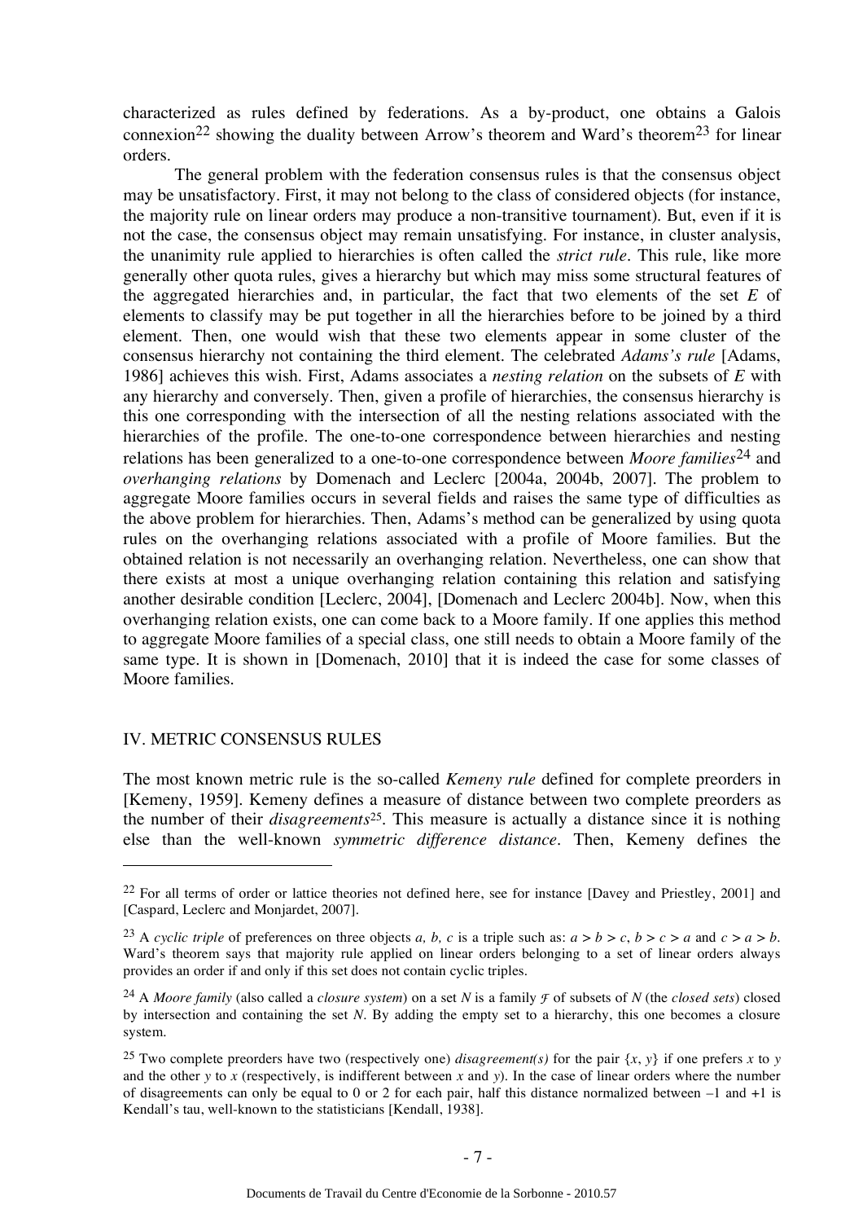characterized as rules defined by federations. As a by-product, one obtains a Galois connexion[22] showing the duality between Arrow's theorem and Ward's theorem[23] for linear orders.

The general problem with the federation consensus rules is that the consensus object may be unsatisfactory. First, it may not belong to the class of considered objects (for instance, the majority rule on linear orders may produce a non-transitive tournament). But, even if it is not the case, the consensus object may remain unsatisfying. For instance, in cluster analysis, the unanimity rule applied to hierarchies is often called the *strict rule*. This rule, like more generally other quota rules, gives a hierarchy but which may miss some structural features of the aggregated hierarchies and, in particular, the fact that two elements of the set $E$ of elements to classify may be put together in all the hierarchies before to be joined by a third element. Then, one would wish that these two elements appear in some cluster of the consensus hierarchy not containing the third element. The celebrated *Adams's rule* [Adams, 1986] achieves this wish. First, Adams associates a *nesting relation* on the subsets of $E$ with any hierarchy and conversely. Then, given a profile of hierarchies, the consensus hierarchy is this one corresponding with the intersection of all the nesting relations associated with the hierarchies of the profile. The one-to-one correspondence between hierarchies and nesting relations has been generalized to a one-to-one correspondence between *Moore families*[24] and *overhanging relations* by Domenach and Leclerc [2004a, 2004b, 2007]. The problem to aggregate Moore families occurs in several fields and raises the same type of difficulties as the above problem for hierarchies. Then, Adams's method can be generalized by using quota rules on the overhanging relations associated with a profile of Moore families. But the obtained relation is not necessarily an overhanging relation. Nevertheless, one can show that there exists at most a unique overhanging relation containing this relation and satisfying another desirable condition [Leclerc, 2004], [Domenach and Leclerc 2004b]. Now, when this overhanging relation exists, one can come back to a Moore family. If one applies this method to aggregate Moore families of a special class, one still needs to obtain a Moore family of the same type. It is shown in [Domenach, 2010] that it is indeed the case for some classes of Moore families.

## IV. METRIC CONSENSUS RULES

The most known metric rule is the so-called *Kemeny rule* defined for complete preorders in [Kemeny, 1959]. Kemeny defines a measure of distance between two complete preorders as the number of their *disagreements*[25]. This measure is actually a distance since it is nothing else than the well-known *symmetric difference distance*. Then, Kemeny defines the

---

[22] For all terms of order or lattice theories not defined here, see for instance [Davey and Priestley, 2001] and [Caspard, Leclerc and Monjardet, 2007].

[23] A *cyclic triple* of preferences on three objects $a$, $b$, $c$ is a triple such as: $a > b > c$, $b > c > a$ and $c > a > b$. Ward's theorem says that majority rule applied on linear orders belonging to a set of linear orders always provides an order if and only if this set does not contain cyclic triples.

[24] A *Moore family* (also called a *closure system*) on a set $N$ is a family $\mathcal{F}$ of subsets of $N$ (the *closed sets*) closed by intersection and containing the set $N$. By adding the empty set to a hierarchy, this one becomes a closure system.

[25] Two complete preorders have two (respectively one) *disagreement(s)* for the pair $\{x, y\}$ if one prefers $x$ to $y$ and the other $y$ to $x$ (respectively, is indifferent between $x$ and $y$). In the case of linear orders where the number of disagreements can only be equal to 0 or 2 for each pair, half this distance normalized between –1 and +1 is Kendall's tau, well-known to the statisticians [Kendall, 1938].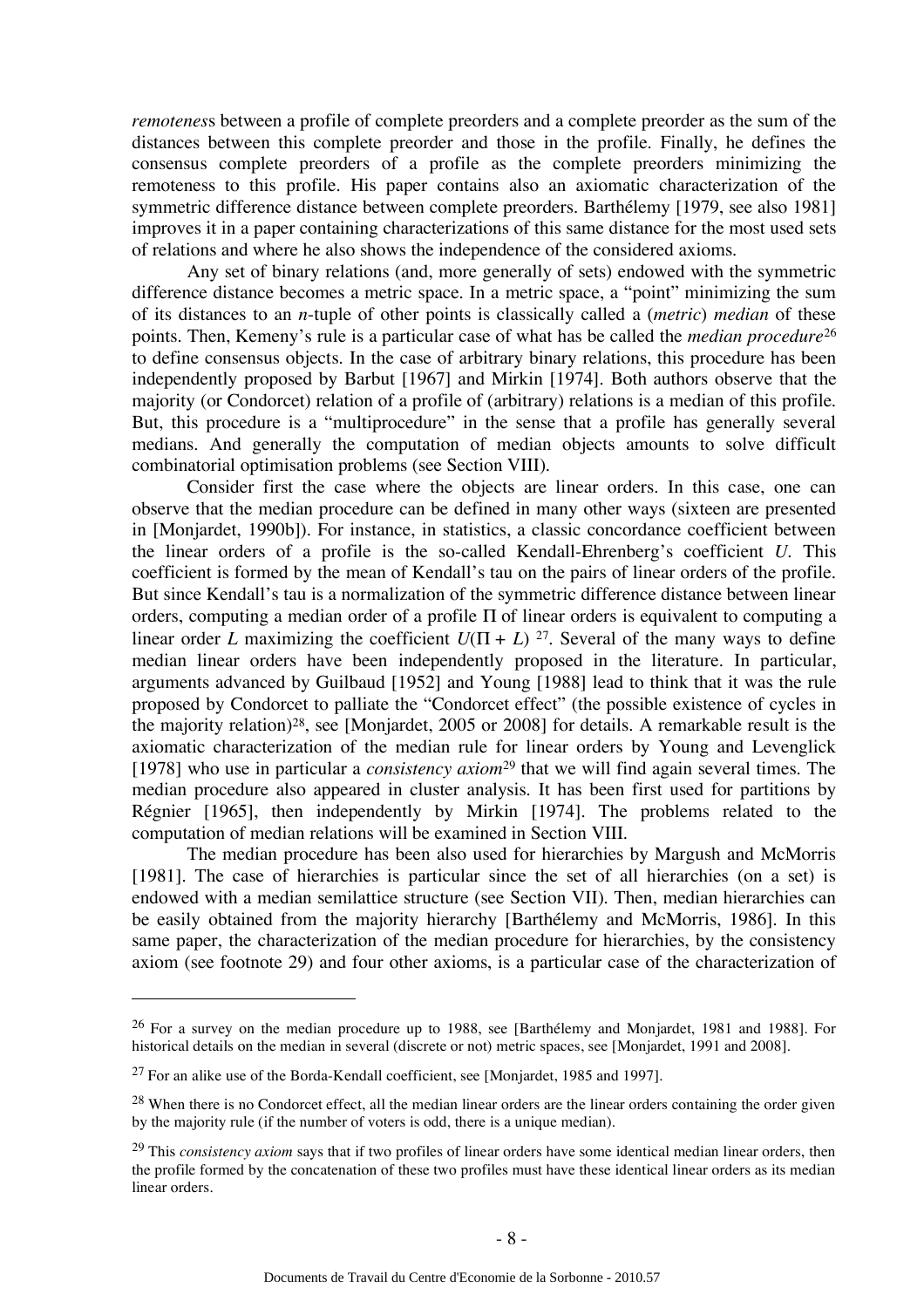*remoteness* between a profile of complete preorders and a complete preorder as the sum of the distances between this complete preorder and those in the profile. Finally, he defines the consensus complete preorders of a profile as the complete preorders minimizing the remoteness to this profile. His paper contains also an axiomatic characterization of the symmetric difference distance between complete preorders. Barthélemy [1979, see also 1981] improves it in a paper containing characterizations of this same distance for the most used sets of relations and where he also shows the independence of the considered axioms.

Any set of binary relations (and, more generally of sets) endowed with the symmetric difference distance becomes a metric space. In a metric space, a "point" minimizing the sum of its distances to an $n$-tuple of other points is classically called a (*metric*) *median* of these points. Then, Kemeny's rule is a particular case of what has be called the *median procedure*[26] to define consensus objects. In the case of arbitrary binary relations, this procedure has been independently proposed by Barbut [1967] and Mirkin [1974]. Both authors observe that the majority (or Condorcet) relation of a profile of (arbitrary) relations is a median of this profile. But, this procedure is a "multiprocedure" in the sense that a profile has generally several medians. And generally the computation of median objects amounts to solve difficult combinatorial optimisation problems (see Section VIII).

Consider first the case where the objects are linear orders. In this case, one can observe that the median procedure can be defined in many other ways (sixteen are presented in [Monjardet, 1990b]). For instance, in statistics, a classic concordance coefficient between the linear orders of a profile is the so-called Kendall-Ehrenberg's coefficient $U$. This coefficient is formed by the mean of Kendall's tau on the pairs of linear orders of the profile. But since Kendall's tau is a normalization of the symmetric difference distance between linear orders, computing a median order of a profile $\Pi$ of linear orders is equivalent to computing a linear order $L$ maximizing the coefficient $U(\Pi + L)$ [27]. Several of the many ways to define median linear orders have been independently proposed in the literature. In particular, arguments advanced by Guilbaud [1952] and Young [1988] lead to think that it was the rule proposed by Condorcet to palliate the "Condorcet effect" (the possible existence of cycles in the majority relation)[28], see [Monjardet, 2005 or 2008] for details. A remarkable result is the axiomatic characterization of the median rule for linear orders by Young and Levenglick [1978] who use in particular a *consistency axiom*[29] that we will find again several times. The median procedure also appeared in cluster analysis. It has been first used for partitions by Régnier [1965], then independently by Mirkin [1974]. The problems related to the computation of median relations will be examined in Section VIII.

The median procedure has been also used for hierarchies by Margush and McMorris [1981]. The case of hierarchies is particular since the set of all hierarchies (on a set) is endowed with a median semilattice structure (see Section VII). Then, median hierarchies can be easily obtained from the majority hierarchy [Barthélemy and McMorris, 1986]. In this same paper, the characterization of the median procedure for hierarchies, by the consistency axiom (see footnote 29) and four other axioms, is a particular case of the characterization of

---

[26] For a survey on the median procedure up to 1988, see [Barthélemy and Monjardet, 1981 and 1988]. For historical details on the median in several (discrete or not) metric spaces, see [Monjardet, 1991 and 2008].

[27] For an alike use of the Borda-Kendall coefficient, see [Monjardet, 1985 and 1997].

[28] When there is no Condorcet effect, all the median linear orders are the linear orders containing the order given by the majority rule (if the number of voters is odd, there is a unique median).

[29] This *consistency axiom* says that if two profiles of linear orders have some identical median linear orders, then the profile formed by the concatenation of these two profiles must have these identical linear orders as its median linear orders.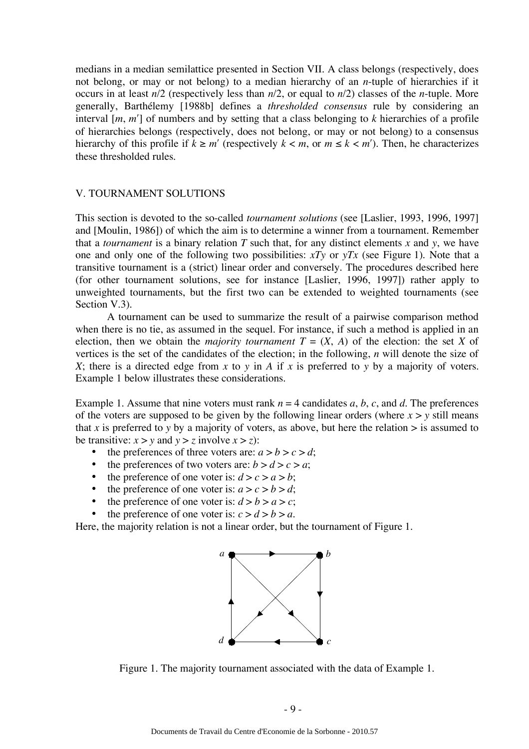medians in a median semilattice presented in Section VII. A class belongs (respectively, does not belong, or may or not belong) to a median hierarchy of an $n$-tuple of hierarchies if it occurs in at least $n/2$ (respectively less than $n/2$, or equal to $n/2$) classes of the $n$-tuple. More generally, Barthélemy [1988b] defines a *thresholded consensus* rule by considering an interval $[m, m']$ of numbers and by setting that a class belonging to $k$ hierarchies of a profile of hierarchies belongs (respectively, does not belong, or may or not belong) to a consensus hierarchy of this profile if $k \geq m'$ (respectively $k < m$, or $m \leq k < m'$). Then, he characterizes these thresholded rules.

## V. TOURNAMENT SOLUTIONS

This section is devoted to the so-called *tournament solutions* (see [Laslier, 1993, 1996, 1997] and [Moulin, 1986]) of which the aim is to determine a winner from a tournament. Remember that a *tournament* is a binary relation $T$ such that, for any distinct elements $x$ and $y$, we have one and only one of the following two possibilities: $xTy$ or $yTx$ (see Figure 1). Note that a transitive tournament is a (strict) linear order and conversely. The procedures described here (for other tournament solutions, see for instance [Laslier, 1996, 1997]) rather apply to unweighted tournaments, but the first two can be extended to weighted tournaments (see Section V.3).

A tournament can be used to summarize the result of a pairwise comparison method when there is no tie, as assumed in the sequel. For instance, if such a method is applied in an election, then we obtain the *majority tournament* $T = (X, A)$ of the election: the set $X$ of vertices is the set of the candidates of the election; in the following, $n$ will denote the size of $X$; there is a directed edge from $x$ to $y$ in $A$ if $x$ is preferred to $y$ by a majority of voters. Example 1 below illustrates these considerations.

Example 1. Assume that nine voters must rank $n = 4$ candidates $a$, $b$, $c$, and $d$. The preferences of the voters are supposed to be given by the following linear orders (where $x > y$ still means that $x$ is preferred to $y$ by a majority of voters, as above, but here the relation $>$ is assumed to be transitive: $x > y$ and $y > z$ involve $x > z$):

- the preferences of three voters are: $a > b > c > d$;
- the preferences of two voters are: $b > d > c > a$;
- the preference of one voter is: $d > c > a > b$;
- the preference of one voter is: $a > c > b > d$;
- the preference of one voter is: $d > b > a > c$;
- the preference of one voter is: $c > d > b > a$.

Here, the majority relation is not a linear order, but the tournament of Figure 1.

Figure 1. The majority tournament associated with the data of Example 1.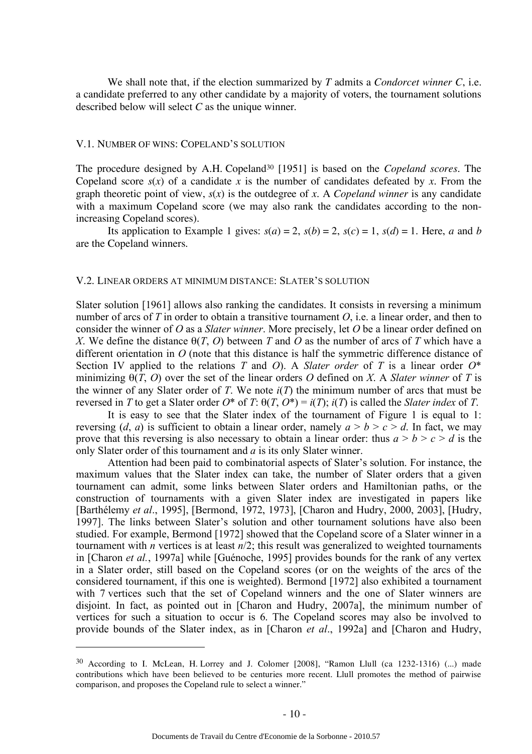We shall note that, if the election summarized by $T$ admits a *Condorcet winner* $C$, i.e. a candidate preferred to any other candidate by a majority of voters, the tournament solutions described below will select $C$ as the unique winner.

### V.1. Number of wins: Copeland's solution

The procedure designed by A.H. Copeland[30] [1951] is based on the *Copeland scores*. The Copeland score $s(x)$ of a candidate $x$ is the number of candidates defeated by $x$. From the graph theoretic point of view, $s(x)$ is the outdegree of $x$. A *Copeland winner* is any candidate with a maximum Copeland score (we may also rank the candidates according to the non-increasing Copeland scores).

Its application to Example 1 gives: $s(a) = 2$, $s(b) = 2$, $s(c) = 1$, $s(d) = 1$. Here, $a$ and $b$ are the Copeland winners.

### V.2. Linear orders at minimum distance: Slater's solution

Slater solution [1961] allows also ranking the candidates. It consists in reversing a minimum number of arcs of $T$ in order to obtain a transitive tournament $O$, i.e. a linear order, and then to consider the winner of $O$ as a *Slater winner*. More precisely, let $O$ be a linear order defined on $X$. We define the distance $\theta(T, O)$ between $T$ and $O$ as the number of arcs of $T$ which have a different orientation in $O$ (note that this distance is half the symmetric difference distance of Section IV applied to the relations $T$ and $O$). A *Slater order* of $T$ is a linear order $O^*$ minimizing $\theta(T, O)$ over the set of the linear orders $O$ defined on $X$. A *Slater winner* of $T$ is the winner of any Slater order of $T$. We note $i(T)$ the minimum number of arcs that must be reversed in $T$ to get a Slater order $O^*$ of $T$: $\theta(T, O^*) = i(T)$; $i(T)$ is called the *Slater index* of $T$.

It is easy to see that the Slater index of the tournament of Figure 1 is equal to 1: reversing $(d, a)$ is sufficient to obtain a linear order, namely $a > b > c > d$. In fact, we may prove that this reversing is also necessary to obtain a linear order: thus $a > b > c > d$ is the only Slater order of this tournament and $a$ is its only Slater winner.

Attention had been paid to combinatorial aspects of Slater's solution. For instance, the maximum values that the Slater index can take, the number of Slater orders that a given tournament can admit, some links between Slater orders and Hamiltonian paths, or the construction of tournaments with a given Slater index are investigated in papers like [Barthélemy *et al*., 1995], [Bermond, 1972, 1973], [Charon and Hudry, 2000, 2003], [Hudry, 1997]. The links between Slater's solution and other tournament solutions have also been studied. For example, Bermond [1972] showed that the Copeland score of a Slater winner in a tournament with $n$ vertices is at least $n/2$; this result was generalized to weighted tournaments in [Charon *et al.*, 1997a] while [Guénoche, 1995] provides bounds for the rank of any vertex in a Slater order, still based on the Copeland scores (or on the weights of the arcs of the considered tournament, if this one is weighted). Bermond [1972] also exhibited a tournament with 7 vertices such that the set of Copeland winners and the one of Slater winners are disjoint. In fact, as pointed out in [Charon and Hudry, 2007a], the minimum number of vertices for such a situation to occur is 6. The Copeland scores may also be involved to provide bounds of the Slater index, as in [Charon *et al*., 1992a] and [Charon and Hudry,

---

[30] According to I. McLean, H. Lorrey and J. Colomer [2008], "Ramon Llull (ca 1232-1316) (...) made contributions which have been believed to be centuries more recent. Llull promotes the method of pairwise comparison, and proposes the Copeland rule to select a winner."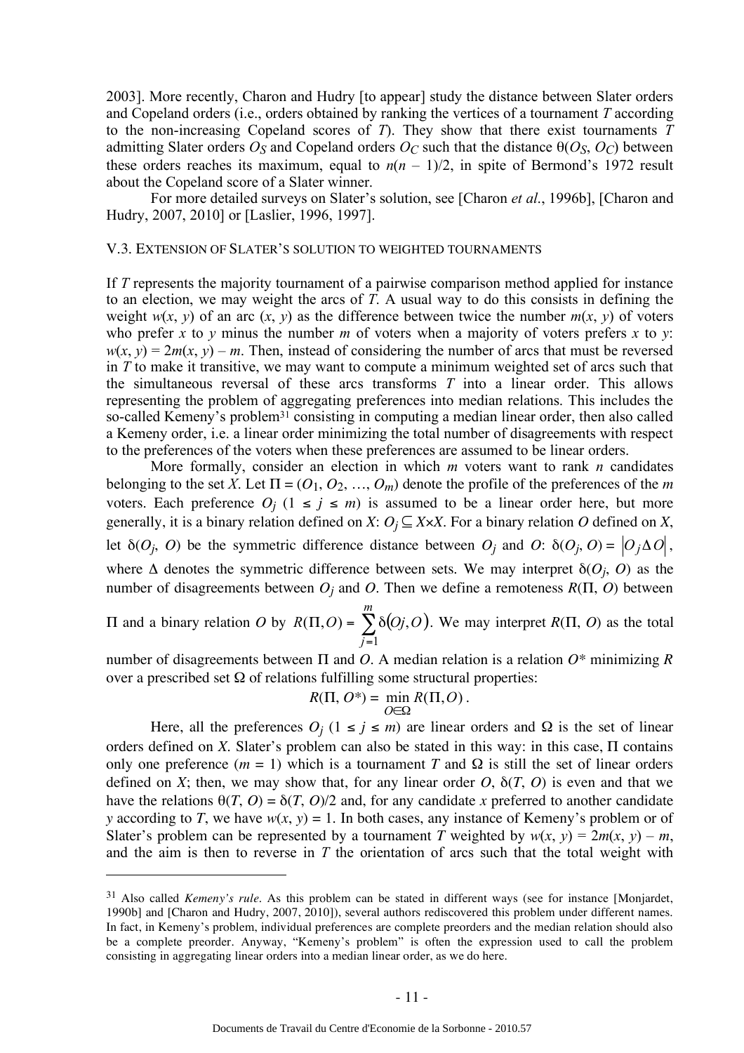2003]. More recently, Charon and Hudry [to appear] study the distance between Slater orders and Copeland orders (i.e., orders obtained by ranking the vertices of a tournament $T$ according to the non-increasing Copeland scores of $T$). They show that there exist tournaments $T$ admitting Slater orders $O_S$ and Copeland orders $O_C$ such that the distance $\theta(O_S, O_C)$ between these orders reaches its maximum, equal to $n(n-1)/2$, in spite of Bermond's 1972 result about the Copeland score of a Slater winner.

For more detailed surveys on Slater's solution, see [Charon *et al.*, 1996b], [Charon and Hudry, 2007, 2010] or [Laslier, 1996, 1997].

### V.3. Extension of Slater's solution to weighted tournaments

If $T$ represents the majority tournament of a pairwise comparison method applied for instance to an election, we may weight the arcs of $T$. A usual way to do this consists in defining the weight $w(x, y)$ of an arc $(x, y)$ as the difference between twice the number $m(x, y)$ of voters who prefer $x$ to $y$ minus the number $m$ of voters when a majority of voters prefers $x$ to $y$: $w(x, y) = 2m(x, y) - m$. Then, instead of considering the number of arcs that must be reversed in $T$ to make it transitive, we may want to compute a minimum weighted set of arcs such that the simultaneous reversal of these arcs transforms $T$ into a linear order. This allows representing the problem of aggregating preferences into median relations. This includes the so-called Kemeny's problem[31] consisting in computing a median linear order, then also called a Kemeny order, i.e. a linear order minimizing the total number of disagreements with respect to the preferences of the voters when these preferences are assumed to be linear orders.

More formally, consider an election in which $m$ voters want to rank $n$ candidates belonging to the set $X$. Let $\Pi = (O_1, O_2, \ldots, O_m)$ denote the profile of the preferences of the $m$ voters. Each preference $O_j$ ($1 \leq j \leq m$) is assumed to be a linear order here, but more generally, it is a binary relation defined on $X$: $O_j \subseteq X \times X$. For a binary relation $O$ defined on $X$, let $\delta(O_j, O)$ be the symmetric difference distance between $O_j$ and $O$: $\delta(O_j, O) = |O_j \Delta O|$, where $\Delta$ denotes the symmetric difference between sets. We may interpret $\delta(O_j, O)$ as the number of disagreements between $O_j$ and $O$. Then we define a remoteness $R(\Pi, O)$ between $\Pi$ and a binary relation $O$ by $R(\Pi, O) = \sum_{j=1}^{m} \delta(O_j, O)$. We may interpret $R(\Pi, O)$ as the total number of disagreements between $\Pi$ and $O$. A median relation is a relation $O^*$ minimizing $R$ over a prescribed set $\Omega$ of relations fulfilling some structural properties:

$$R(\Pi, O^*) = \min_{O \in \Omega} R(\Pi, O).$$

Here, all the preferences $O_j$ ($1 \leq j \leq m$) are linear orders and $\Omega$ is the set of linear orders defined on $X$. Slater's problem can also be stated in this way: in this case, $\Pi$ contains only one preference ($m = 1$) which is a tournament $T$ and $\Omega$ is still the set of linear orders defined on $X$; then, we may show that, for any linear order $O$, $\delta(T, O)$ is even and that we have the relations $\theta(T, O) = \delta(T, O)/2$ and, for any candidate $x$ preferred to another candidate $y$ according to $T$, we have $w(x, y) = 1$. In both cases, any instance of Kemeny's problem or of Slater's problem can be represented by a tournament $T$ weighted by $w(x, y) = 2m(x, y) - m$, and the aim is then to reverse in $T$ the orientation of arcs such that the total weight with

---

[31] Also called *Kemeny's rule*. As this problem can be stated in different ways (see for instance [Monjardet, 1990b] and [Charon and Hudry, 2007, 2010]), several authors rediscovered this problem under different names. In fact, in Kemeny's problem, individual preferences are complete preorders and the median relation should also be a complete preorder. Anyway, "Kemeny's problem" is often the expression used to call the problem consisting in aggregating linear orders into a median linear order, as we do here.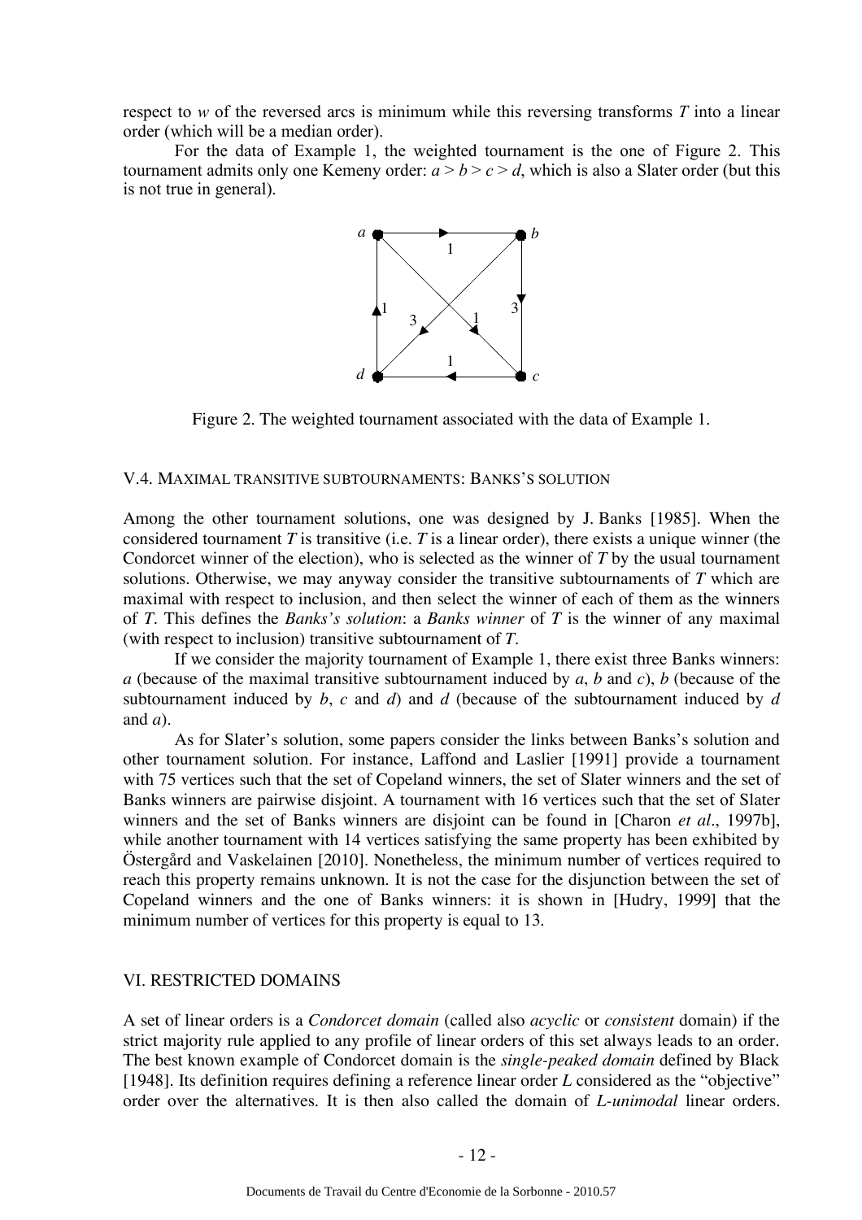respect to $w$ of the reversed arcs is minimum while this reversing transforms $T$ into a linear order (which will be a median order).

For the data of Example 1, the weighted tournament is the one of Figure 2. This tournament admits only one Kemeny order: $a > b > c > d$, which is also a Slater order (but this is not true in general).

Figure 2. The weighted tournament associated with the data of Example 1.

## V.4. Maximal transitive subtournaments: Banks's solution

Among the other tournament solutions, one was designed by J. Banks [1985]. When the considered tournament $T$ is transitive (i.e. $T$ is a linear order), there exists a unique winner (the Condorcet winner of the election), who is selected as the winner of $T$ by the usual tournament solutions. Otherwise, we may anyway consider the transitive subtournaments of $T$ which are maximal with respect to inclusion, and then select the winner of each of them as the winners of $T$. This defines the *Banks's solution*: a *Banks winner* of $T$ is the winner of any maximal (with respect to inclusion) transitive subtournament of $T$.

If we consider the majority tournament of Example 1, there exist three Banks winners: $a$ (because of the maximal transitive subtournament induced by $a$, $b$ and $c$), $b$ (because of the subtournament induced by $b$, $c$ and $d$) and $d$ (because of the subtournament induced by $d$ and $a$).

As for Slater's solution, some papers consider the links between Banks's solution and other tournament solution. For instance, Laffond and Laslier [1991] provide a tournament with 75 vertices such that the set of Copeland winners, the set of Slater winners and the set of Banks winners are pairwise disjoint. A tournament with 16 vertices such that the set of Slater winners and the set of Banks winners are disjoint can be found in [Charon *et al*., 1997b], while another tournament with 14 vertices satisfying the same property has been exhibited by Östergård and Vaskelainen [2010]. Nonetheless, the minimum number of vertices required to reach this property remains unknown. It is not the case for the disjunction between the set of Copeland winners and the one of Banks winners: it is shown in [Hudry, 1999] that the minimum number of vertices for this property is equal to 13.

# VI. Restricted domains

A set of linear orders is a *Condorcet domain* (called also *acyclic* or *consistent* domain) if the strict majority rule applied to any profile of linear orders of this set always leads to an order. The best known example of Condorcet domain is the *single-peaked domain* defined by Black [1948]. Its definition requires defining a reference linear order $L$ considered as the "objective" order over the alternatives. It is then also called the domain of *L-unimodal* linear orders.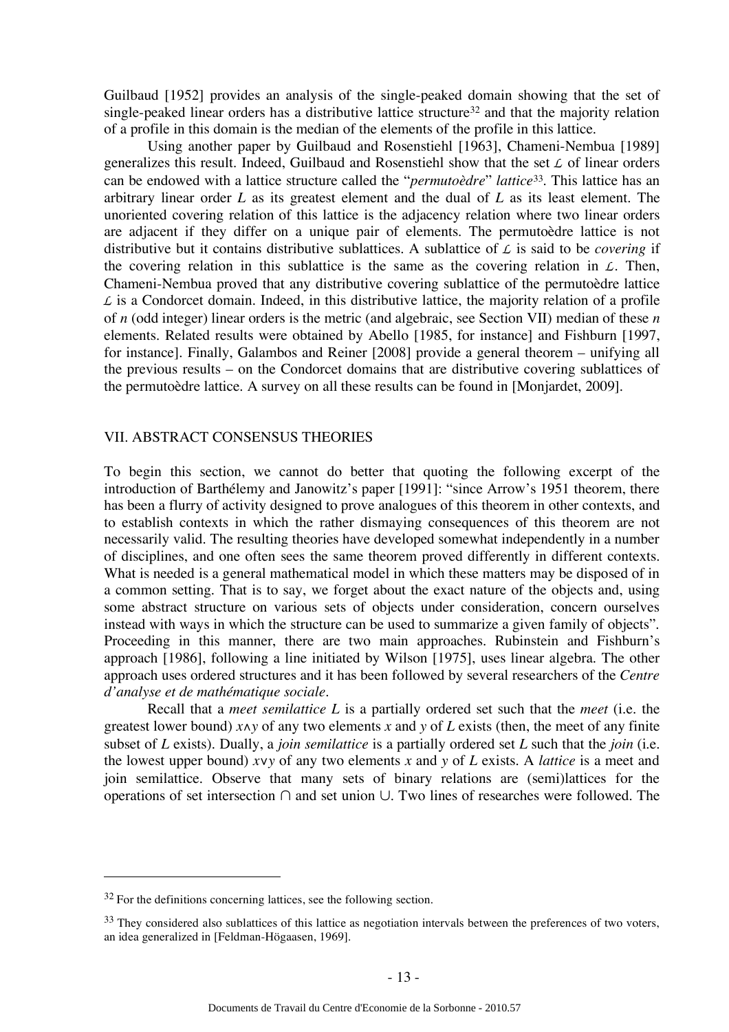Guilbaud [1952] provides an analysis of the single-peaked domain showing that the set of single-peaked linear orders has a distributive lattice structure[32] and that the majority relation of a profile in this domain is the median of the elements of the profile in this lattice.

Using another paper by Guilbaud and Rosenstiehl [1963], Chameni-Nembua [1989] generalizes this result. Indeed, Guilbaud and Rosenstiehl show that the set $\mathcal{L}$ of linear orders can be endowed with a lattice structure called the "*permutoèdre*" *lattice*[33]. This lattice has an arbitrary linear order $L$ as its greatest element and the dual of $L$ as its least element. The unoriented covering relation of this lattice is the adjacency relation where two linear orders are adjacent if they differ on a unique pair of elements. The permutoèdre lattice is not distributive but it contains distributive sublattices. A sublattice of $\mathcal{L}$ is said to be *covering* if the covering relation in this sublattice is the same as the covering relation in $\mathcal{L}$. Then, Chameni-Nembua proved that any distributive covering sublattice of the permutoèdre lattice $\mathcal{L}$ is a Condorcet domain. Indeed, in this distributive lattice, the majority relation of a profile of $n$ (odd integer) linear orders is the metric (and algebraic, see Section VII) median of these $n$ elements. Related results were obtained by Abello [1985, for instance] and Fishburn [1997, for instance]. Finally, Galambos and Reiner [2008] provide a general theorem – unifying all the previous results – on the Condorcet domains that are distributive covering sublattices of the permutoèdre lattice. A survey on all these results can be found in [Monjardet, 2009].

## VII. ABSTRACT CONSENSUS THEORIES

To begin this section, we cannot do better that quoting the following excerpt of the introduction of Barthélemy and Janowitz's paper [1991]: "since Arrow's 1951 theorem, there has been a flurry of activity designed to prove analogues of this theorem in other contexts, and to establish contexts in which the rather dismaying consequences of this theorem are not necessarily valid. The resulting theories have developed somewhat independently in a number of disciplines, and one often sees the same theorem proved differently in different contexts. What is needed is a general mathematical model in which these matters may be disposed of in a common setting. That is to say, we forget about the exact nature of the objects and, using some abstract structure on various sets of objects under consideration, concern ourselves instead with ways in which the structure can be used to summarize a given family of objects". Proceeding in this manner, there are two main approaches. Rubinstein and Fishburn's approach [1986], following a line initiated by Wilson [1975], uses linear algebra. The other approach uses ordered structures and it has been followed by several researchers of the *Centre d'analyse et de mathématique sociale*.

Recall that a *meet semilattice* $L$ is a partially ordered set such that the *meet* (i.e. the greatest lower bound) $x \wedge y$ of any two elements $x$ and $y$ of $L$ exists (then, the meet of any finite subset of $L$ exists). Dually, a *join semilattice* is a partially ordered set $L$ such that the *join* (i.e. the lowest upper bound) $x \vee y$ of any two elements $x$ and $y$ of $L$ exists. A *lattice* is a meet and join semilattice. Observe that many sets of binary relations are (semi)lattices for the operations of set intersection $\cap$ and set union $\cup$. Two lines of researches were followed. The

---

[32] For the definitions concerning lattices, see the following section.

[33] They considered also sublattices of this lattice as negotiation intervals between the preferences of two voters, an idea generalized in [Feldman-Högaasen, 1969].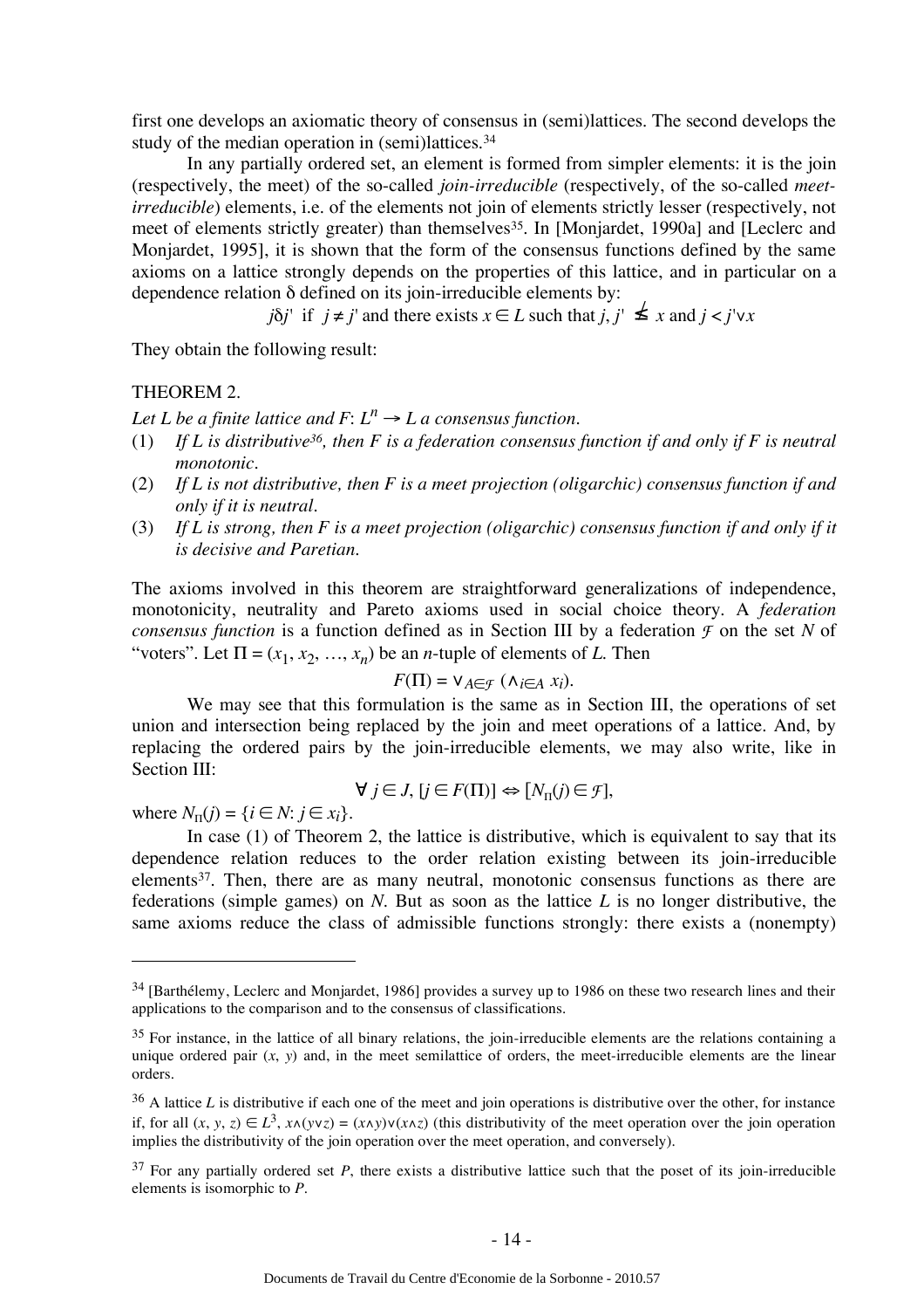first one develops an axiomatic theory of consensus in (semi)lattices. The second develops the study of the median operation in (semi)lattices.[34]

In any partially ordered set, an element is formed from simpler elements: it is the join (respectively, the meet) of the so-called *join-irreducible* (respectively, of the so-called *meet-irreducible*) elements, i.e. of the elements not join of elements strictly lesser (respectively, not meet of elements strictly greater) than themselves[35]. In [Monjardet, 1990a] and [Leclerc and Monjardet, 1995], it is shown that the form of the consensus functions defined by the same axioms on a lattice strongly depends on the properties of this lattice, and in particular on a dependence relation δ defined on its join-irreducible elements by:

$$j\delta j' \text{ if } j \neq j' \text{ and there exists } x \in L \text{ such that } j, j' \not\leq x \text{ and } j < j' \vee x$$

They obtain the following result:

THEOREM 2.

*Let L be a finite lattice and F: $L^n \to L$ a consensus function.*

(1) *If L is distributive[36], then F is a federation consensus function if and only if F is neutral monotonic.*
(2) *If L is not distributive, then F is a meet projection (oligarchic) consensus function if and only if it is neutral.*
(3) *If L is strong, then F is a meet projection (oligarchic) consensus function if and only if it is decisive and Paretian.*

The axioms involved in this theorem are straightforward generalizations of independence, monotonicity, neutrality and Pareto axioms used in social choice theory. A *federation consensus function* is a function defined as in Section III by a federation $\mathcal{F}$ on the set *N* of "voters". Let $\Pi = (x_1, x_2, \ldots, x_n)$ be an *n*-tuple of elements of *L*. Then

$$F(\Pi) = \vee_{A \in \mathcal{F}} (\wedge_{i \in A} x_i).$$

We may see that this formulation is the same as in Section III, the operations of set union and intersection being replaced by the join and meet operations of a lattice. And, by replacing the ordered pairs by the join-irreducible elements, we may also write, like in Section III:

$$\forall j \in J, [j \in F(\Pi)] \Leftrightarrow [N_\Pi(j) \in \mathcal{F}],$$

where $N_\Pi(j) = \{i \in N: j \in x_i\}$.

In case (1) of Theorem 2, the lattice is distributive, which is equivalent to say that its dependence relation reduces to the order relation existing between its join-irreducible elements[37]. Then, there are as many neutral, monotonic consensus functions as there are federations (simple games) on *N*. But as soon as the lattice *L* is no longer distributive, the same axioms reduce the class of admissible functions strongly: there exists a (nonempty)

---

[34] [Barthélemy, Leclerc and Monjardet, 1986] provides a survey up to 1986 on these two research lines and their applications to the comparison and to the consensus of classifications.

[35] For instance, in the lattice of all binary relations, the join-irreducible elements are the relations containing a unique ordered pair $(x, y)$ and, in the meet semilattice of orders, the meet-irreducible elements are the linear orders.

[36] A lattice *L* is distributive if each one of the meet and join operations is distributive over the other, for instance if, for all $(x, y, z) \in L^3$, $x \wedge (y \vee z) = (x \wedge y) \vee (x \wedge z)$ (this distributivity of the meet operation over the join operation implies the distributivity of the join operation over the meet operation, and conversely).

[37] For any partially ordered set *P*, there exists a distributive lattice such that the poset of its join-irreducible elements is isomorphic to *P*.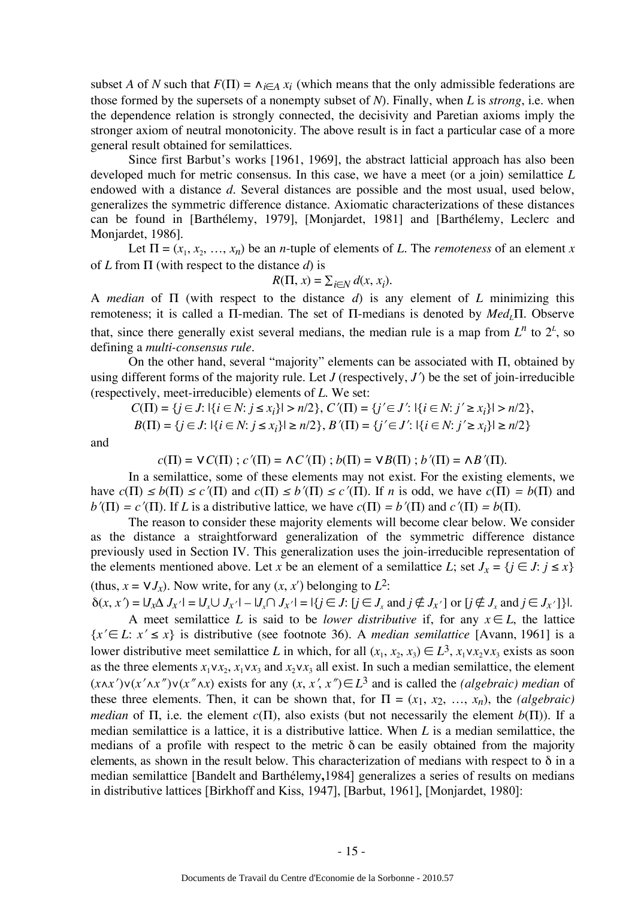subset $A$ of $N$ such that $F(\Pi) = \wedge_{i\in A}\, x_i$ (which means that the only admissible federations are those formed by the supersets of a nonempty subset of $N$). Finally, when $L$ is *strong*, i.e. when the dependence relation is strongly connected, the decisivity and Paretian axioms imply the stronger axiom of neutral monotonicity. The above result is in fact a particular case of a more general result obtained for semilattices.

Since first Barbut's works [1961, 1969], the abstract latticial approach has also been developed much for metric consensus. In this case, we have a meet (or a join) semilattice $L$ endowed with a distance $d$. Several distances are possible and the most usual, used below, generalizes the symmetric difference distance. Axiomatic characterizations of these distances can be found in [Barthélemy, 1979], [Monjardet, 1981] and [Barthélemy, Leclerc and Monjardet, 1986].

Let $\Pi = (x_1, x_2, \ldots, x_n)$ be an $n$-tuple of elements of $L$. The *remoteness* of an element $x$ of $L$ from $\Pi$ (with respect to the distance $d$) is

$$R(\Pi, x) = \sum_{i\in N} d(x, x_i).$$

A *median* of $\Pi$ (with respect to the distance $d$) is any element of $L$ minimizing this remoteness; it is called a $\Pi$-median. The set of $\Pi$-medians is denoted by $Med_L\Pi$. Observe that, since there generally exist several medians, the median rule is a map from $L^n$ to $2^L$, so defining a *multi-consensus rule*.

On the other hand, several "majority" elements can be associated with $\Pi$, obtained by using different forms of the majority rule. Let $J$ (respectively, $J'$) be the set of join-irreducible (respectively, meet-irreducible) elements of $L$. We set:

$$C(\Pi) = \{j \in J\colon |\{i \in N\colon j \leq x_i\}| > n/2\},\ C'(\Pi) = \{j' \in J'\colon |\{i \in N\colon j' \geq x_i\}| > n/2\},$$

$$B(\Pi) = \{j \in J\colon |\{i \in N\colon j \leq x_i\}| \geq n/2\},\ B'(\Pi) = \{j' \in J'\colon |\{i \in N\colon j' \geq x_i\}| \geq n/2\}$$

and

$$c(\Pi) = \vee C(\Pi)\ ;\ c'(\Pi) = \wedge C'(\Pi)\ ;\ b(\Pi) = \vee B(\Pi)\ ;\ b'(\Pi) = \wedge B'(\Pi).$$

In a semilattice, some of these elements may not exist. For the existing elements, we have $c(\Pi) \leq b(\Pi) \leq c'(\Pi)$ and $c(\Pi) \leq b'(\Pi) \leq c'(\Pi)$. If $n$ is odd, we have $c(\Pi) = b(\Pi)$ and $b'(\Pi) = c'(\Pi)$. If $L$ is a distributive lattice, we have $c(\Pi) = b'(\Pi)$ and $c'(\Pi) = b(\Pi)$.

The reason to consider these majority elements will become clear below. We consider as the distance a straightforward generalization of the symmetric difference distance previously used in Section IV. This generalization uses the join-irreducible representation of the elements mentioned above. Let $x$ be an element of a semilattice $L$; set $J_x = \{j \in J\colon j \leq x\}$ (thus, $x = \vee J_x$). Now write, for any $(x, x')$ belonging to $L^2$:

$\delta(x, x') = |J_x \Delta J_{x'}| = |J_x \cup J_{x'}| - |J_x \cap J_{x'}| = |\{j \in J\colon [j \in J_x \text{ and } j \notin J_{x'}] \text{ or } [j \notin J_x \text{ and } j \in J_{x'}]\}|$.

A meet semilattice $L$ is said to be *lower distributive* if, for any $x \in L$, the lattice $\{x' \in L\colon x' \leq x\}$ is distributive (see footnote 36). A *median semilattice* [Avann, 1961] is a lower distributive meet semilattice $L$ in which, for all $(x_1, x_2, x_3) \in L^3$, $x_1\vee x_2\vee x_3$ exists as soon as the three elements $x_1\vee x_2$, $x_1\vee x_3$ and $x_2\vee x_3$ all exist. In such a median semilattice, the element $(x\wedge x')\vee(x'\wedge x'')\vee(x''\wedge x)$ exists for any $(x, x', x'') \in L^3$ and is called the *(algebraic) median* of these three elements. Then, it can be shown that, for $\Pi = (x_1, x_2, \ldots, x_n)$, the *(algebraic) median* of $\Pi$, i.e. the element $c(\Pi)$, also exists (but not necessarily the element $b(\Pi)$). If a median semilattice is a lattice, it is a distributive lattice. When $L$ is a median semilattice, the medians of a profile with respect to the metric $\delta$ can be easily obtained from the majority elements, as shown in the result below. This characterization of medians with respect to $\delta$ in a median semilattice [Bandelt and Barthélemy, 1984] generalizes a series of results on medians in distributive lattices [Birkhoff and Kiss, 1947], [Barbut, 1961], [Monjardet, 1980]: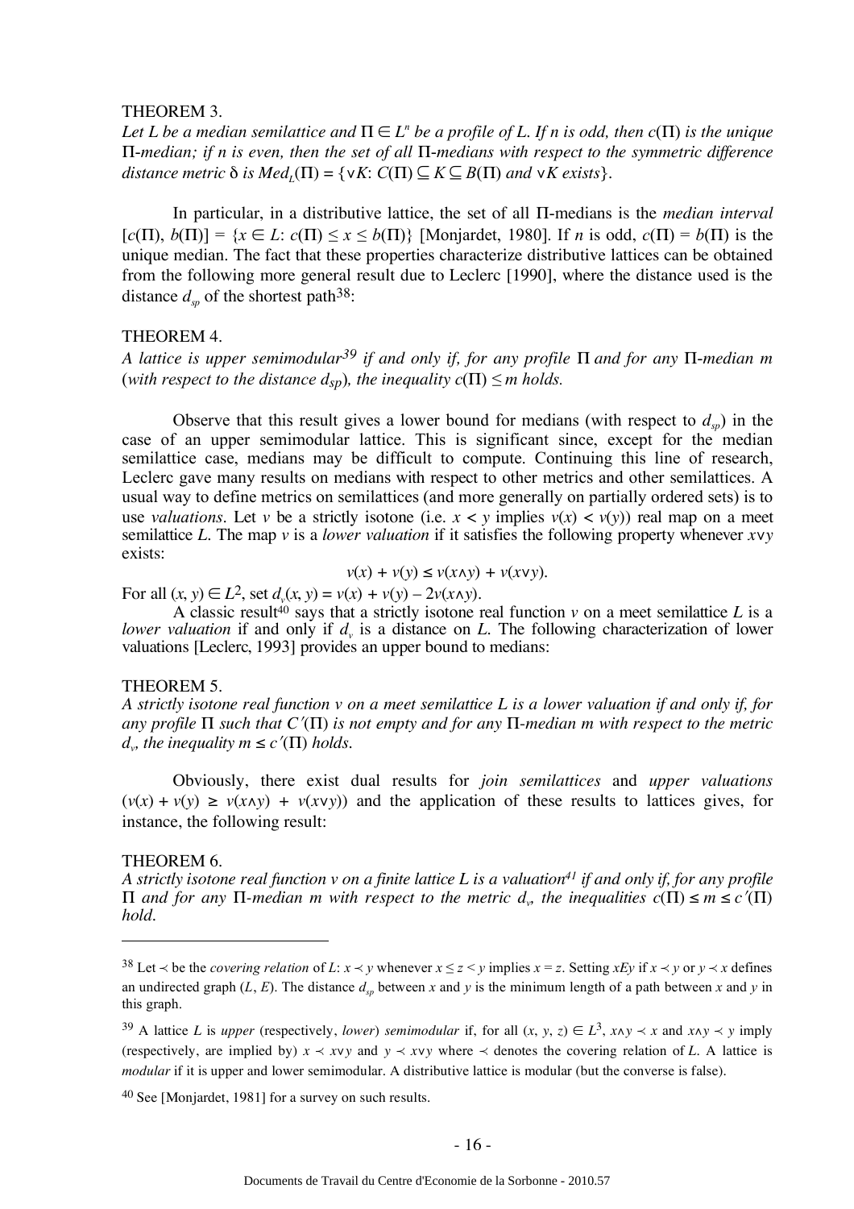THEOREM 3.

*Let $L$ be a median semilattice and $\Pi \in L^n$ be a profile of $L$. If $n$ is odd, then $c(\Pi)$ is the unique $\Pi$-median; if $n$ is even, then the set of all $\Pi$-medians with respect to the symmetric difference distance metric $\delta$ is $Med_L(\Pi) = \{\vee K\colon C(\Pi) \subseteq K \subseteq B(\Pi)$ and $\vee K$ exists$\}$.*

In particular, in a distributive lattice, the set of all $\Pi$-medians is the *median interval* $[c(\Pi), b(\Pi)] = \{x \in L\colon c(\Pi) \leq x \leq b(\Pi)\}$ [Monjardet, 1980]. If $n$ is odd, $c(\Pi) = b(\Pi)$ is the unique median. The fact that these properties characterize distributive lattices can be obtained from the following more general result due to Leclerc [1990], where the distance used is the distance $d_{sp}$ of the shortest path[38]:

THEOREM 4.

*A lattice is upper semimodular[39] if and only if, for any profile $\Pi$ and for any $\Pi$-median $m$ (with respect to the distance $d_{sp}$), the inequality $c(\Pi) \leq m$ holds.*

Observe that this result gives a lower bound for medians (with respect to $d_{sp}$) in the case of an upper semimodular lattice. This is significant since, except for the median semilattice case, medians may be difficult to compute. Continuing this line of research, Leclerc gave many results on medians with respect to other metrics and other semilattices. A usual way to define metrics on semilattices (and more generally on partially ordered sets) is to use *valuations*. Let $v$ be a strictly isotone (i.e. $x < y$ implies $v(x) < v(y)$) real map on a meet semilattice $L$. The map $v$ is a *lower valuation* if it satisfies the following property whenever $x \vee y$ exists:

$$v(x) + v(y) \leq v(x \wedge y) + v(x \vee y).$$

For all $(x, y) \in L^2$, set $d_v(x, y) = v(x) + v(y) - 2v(x \wedge y)$.

A classic result[40] says that a strictly isotone real function $v$ on a meet semilattice $L$ is a *lower valuation* if and only if $d_v$ is a distance on $L$. The following characterization of lower valuations [Leclerc, 1993] provides an upper bound to medians:

THEOREM 5.

*A strictly isotone real function $v$ on a meet semilattice $L$ is a lower valuation if and only if, for any profile $\Pi$ such that $C'(\Pi)$ is not empty and for any $\Pi$-median $m$ with respect to the metric $d_v$, the inequality $m \leq c'(\Pi)$ holds.*

Obviously, there exist dual results for *join semilattices* and *upper valuations* ($v(x) + v(y) \geq v(x \wedge y) + v(x \vee y)$) and the application of these results to lattices gives, for instance, the following result:

THEOREM 6.

*A strictly isotone real function $v$ on a finite lattice $L$ is a valuation[41] if and only if, for any profile $\Pi$ and for any $\Pi$-median $m$ with respect to the metric $d_v$, the inequalities $c(\Pi) \leq m \leq c'(\Pi)$ hold.*

---

[38] Let $\prec$ be the *covering relation* of $L$: $x \prec y$ whenever $x \leq z < y$ implies $x = z$. Setting $xEy$ if $x \prec y$ or $y \prec x$ defines an undirected graph $(L, E)$. The distance $d_{sp}$ between $x$ and $y$ is the minimum length of a path between $x$ and $y$ in this graph.

[39] A lattice $L$ is *upper* (respectively, *lower*) *semimodular* if, for all $(x, y, z) \in L^3$, $x \wedge y \prec x$ and $x \wedge y \prec y$ imply (respectively, are implied by) $x \prec x \vee y$ and $y \prec x \vee y$ where $\prec$ denotes the covering relation of $L$. A lattice is *modular* if it is upper and lower semimodular. A distributive lattice is modular (but the converse is false).

[40] See [Monjardet, 1981] for a survey on such results.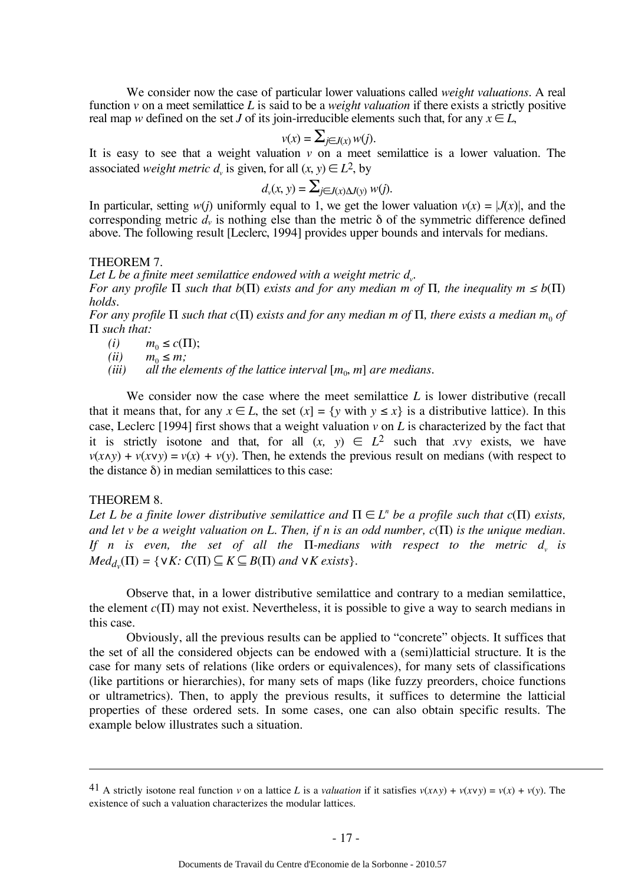We consider now the case of particular lower valuations called *weight valuations*. A real function $v$ on a meet semilattice $L$ is said to be a *weight valuation* if there exists a strictly positive real map $w$ defined on the set $J$ of its join-irreducible elements such that, for any $x \in L$,

$$v(x) = \sum_{j \in J(x)} w(j).$$

It is easy to see that a weight valuation $v$ on a meet semilattice is a lower valuation. The associated *weight metric* $d_v$ is given, for all $(x, y) \in L^2$, by

$$d_v(x, y) = \sum_{j \in J(x) \Delta J(y)} w(j).$$

In particular, setting $w(j)$ uniformly equal to 1, we get the lower valuation $v(x) = |J(x)|$, and the corresponding metric $d_v$ is nothing else than the metric δ of the symmetric difference defined above. The following result [Leclerc, 1994] provides upper bounds and intervals for medians.

THEOREM 7.

*Let L be a finite meet semilattice endowed with a weight metric $d_v$.*

*For any profile Π such that $b(\Pi)$ exists and for any median m of Π, the inequality $m \leq b(\Pi)$ holds.*

*For any profile Π such that $c(\Pi)$ exists and for any median m of Π, there exists a median $m_0$ of Π such that:*

*(i)* $m_0 \leq c(\Pi)$;

*(ii)* $m_0 \leq m$;

*(iii)* *all the elements of the lattice interval $[m_0, m]$ are medians.*

We consider now the case where the meet semilattice $L$ is lower distributive (recall that it means that, for any $x \in L$, the set $(x] = \{y \text{ with } y \leq x\}$ is a distributive lattice). In this case, Leclerc [1994] first shows that a weight valuation $v$ on $L$ is characterized by the fact that it is strictly isotone and that, for all $(x, y) \in L^2$ such that $x \vee y$ exists, we have $v(x \wedge y) + v(x \vee y) = v(x) + v(y)$. Then, he extends the previous result on medians (with respect to the distance δ) in median semilattices to this case:

THEOREM 8.

*Let L be a finite lower distributive semilattice and $\Pi \in L^n$ be a profile such that $c(\Pi)$ exists, and let v be a weight valuation on L. Then, if n is an odd number, $c(\Pi)$ is the unique median. If n is even, the set of all the Π-medians with respect to the metric $d_v$ is $Med_{d_v}(\Pi) = \{\vee K\text{: } C(\Pi) \subseteq K \subseteq B(\Pi) \text{ and } \vee K \text{ exists}\}$.*

Observe that, in a lower distributive semilattice and contrary to a median semilattice, the element $c(\Pi)$ may not exist. Nevertheless, it is possible to give a way to search medians in this case.

Obviously, all the previous results can be applied to "concrete" objects. It suffices that the set of all the considered objects can be endowed with a (semi)latticial structure. It is the case for many sets of relations (like orders or equivalences), for many sets of classifications (like partitions or hierarchies), for many sets of maps (like fuzzy preorders, choice functions or ultrametrics). Then, to apply the previous results, it suffices to determine the latticial properties of these ordered sets. In some cases, one can also obtain specific results. The example below illustrates such a situation.

---

[41] A strictly isotone real function $v$ on a lattice $L$ is a *valuation* if it satisfies $v(x \wedge y) + v(x \vee y) = v(x) + v(y)$. The existence of such a valuation characterizes the modular lattices.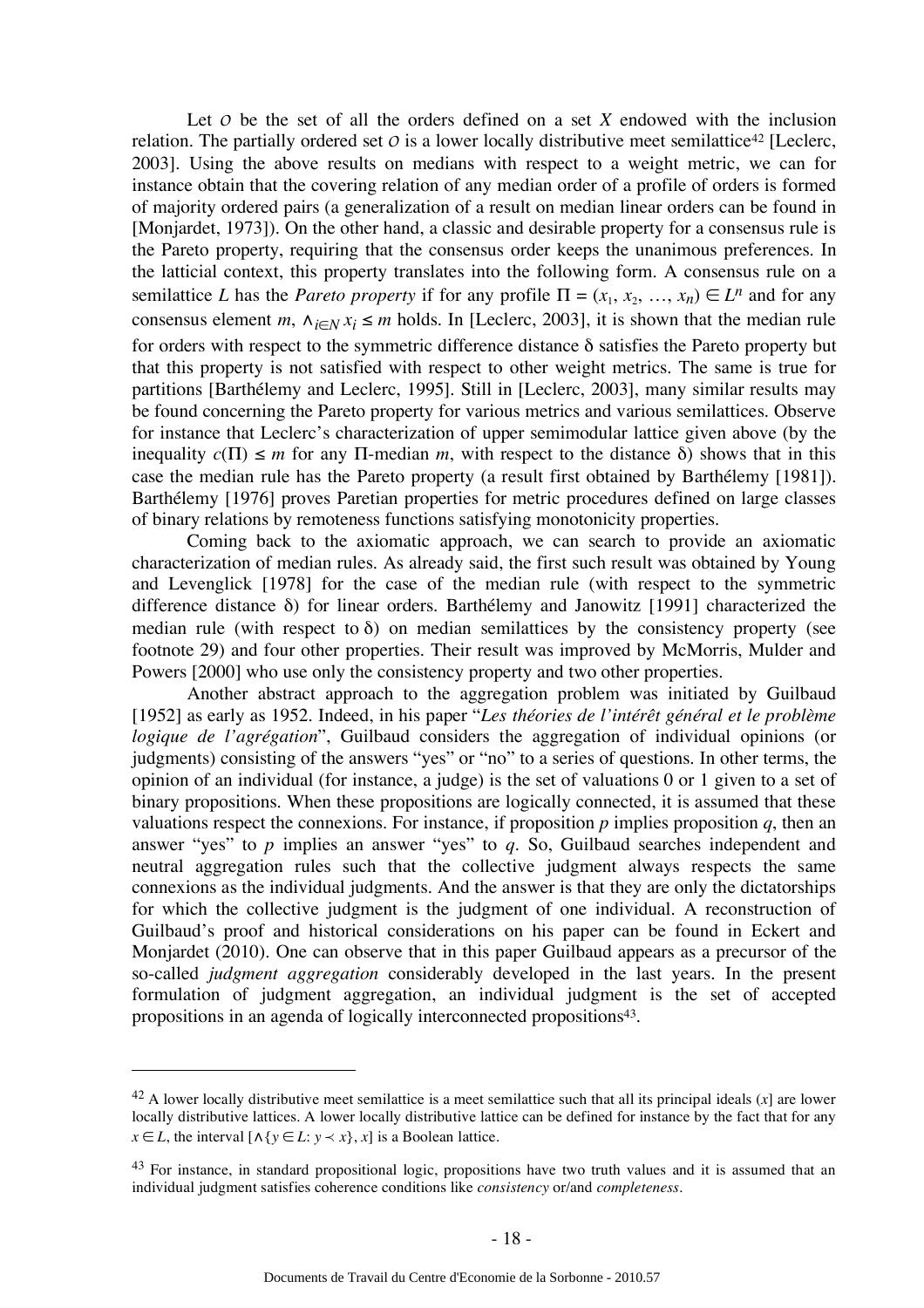Let $\mathcal{O}$ be the set of all the orders defined on a set $X$ endowed with the inclusion relation. The partially ordered set $\mathcal{O}$ is a lower locally distributive meet semilattice[42] [Leclerc, 2003]. Using the above results on medians with respect to a weight metric, we can for instance obtain that the covering relation of any median order of a profile of orders is formed of majority ordered pairs (a generalization of a result on median linear orders can be found in [Monjardet, 1973]). On the other hand, a classic and desirable property for a consensus rule is the Pareto property, requiring that the consensus order keeps the unanimous preferences. In the latticial context, this property translates into the following form. A consensus rule on a semilattice $L$ has the *Pareto property* if for any profile $\Pi = (x_1, x_2, \ldots, x_n) \in L^n$ and for any consensus element $m$, $\wedge_{i \in N} x_i \leq m$ holds. In [Leclerc, 2003], it is shown that the median rule for orders with respect to the symmetric difference distance $\delta$ satisfies the Pareto property but that this property is not satisfied with respect to other weight metrics. The same is true for partitions [Barthélemy and Leclerc, 1995]. Still in [Leclerc, 2003], many similar results may be found concerning the Pareto property for various metrics and various semilattices. Observe for instance that Leclerc's characterization of upper semimodular lattice given above (by the inequality $c(\Pi) \leq m$ for any $\Pi$-median $m$, with respect to the distance $\delta$) shows that in this case the median rule has the Pareto property (a result first obtained by Barthélemy [1981]). Barthélemy [1976] proves Paretian properties for metric procedures defined on large classes of binary relations by remoteness functions satisfying monotonicity properties.

Coming back to the axiomatic approach, we can search to provide an axiomatic characterization of median rules. As already said, the first such result was obtained by Young and Levenglick [1978] for the case of the median rule (with respect to the symmetric difference distance $\delta$) for linear orders. Barthélemy and Janowitz [1991] characterized the median rule (with respect to $\delta$) on median semilattices by the consistency property (see footnote 29) and four other properties. Their result was improved by McMorris, Mulder and Powers [2000] who use only the consistency property and two other properties.

Another abstract approach to the aggregation problem was initiated by Guilbaud [1952] as early as 1952. Indeed, in his paper "*Les théories de l'intérêt général et le problème logique de l'agrégation*", Guilbaud considers the aggregation of individual opinions (or judgments) consisting of the answers "yes" or "no" to a series of questions. In other terms, the opinion of an individual (for instance, a judge) is the set of valuations 0 or 1 given to a set of binary propositions. When these propositions are logically connected, it is assumed that these valuations respect the connexions. For instance, if proposition $p$ implies proposition $q$, then an answer "yes" to $p$ implies an answer "yes" to $q$. So, Guilbaud searches independent and neutral aggregation rules such that the collective judgment always respects the same connexions as the individual judgments. And the answer is that they are only the dictatorships for which the collective judgment is the judgment of one individual. A reconstruction of Guilbaud's proof and historical considerations on his paper can be found in Eckert and Monjardet (2010). One can observe that in this paper Guilbaud appears as a precursor of the so-called *judgment aggregation* considerably developed in the last years. In the present formulation of judgment aggregation, an individual judgment is the set of accepted propositions in an agenda of logically interconnected propositions[43].

---

[42] A lower locally distributive meet semilattice is a meet semilattice such that all its principal ideals $(x]$ are lower locally distributive lattices. A lower locally distributive lattice can be defined for instance by the fact that for any $x \in L$, the interval $[\wedge\{y \in L: y \prec x\}, x]$ is a Boolean lattice.

[43] For instance, in standard propositional logic, propositions have two truth values and it is assumed that an individual judgment satisfies coherence conditions like *consistency* or/and *completeness*.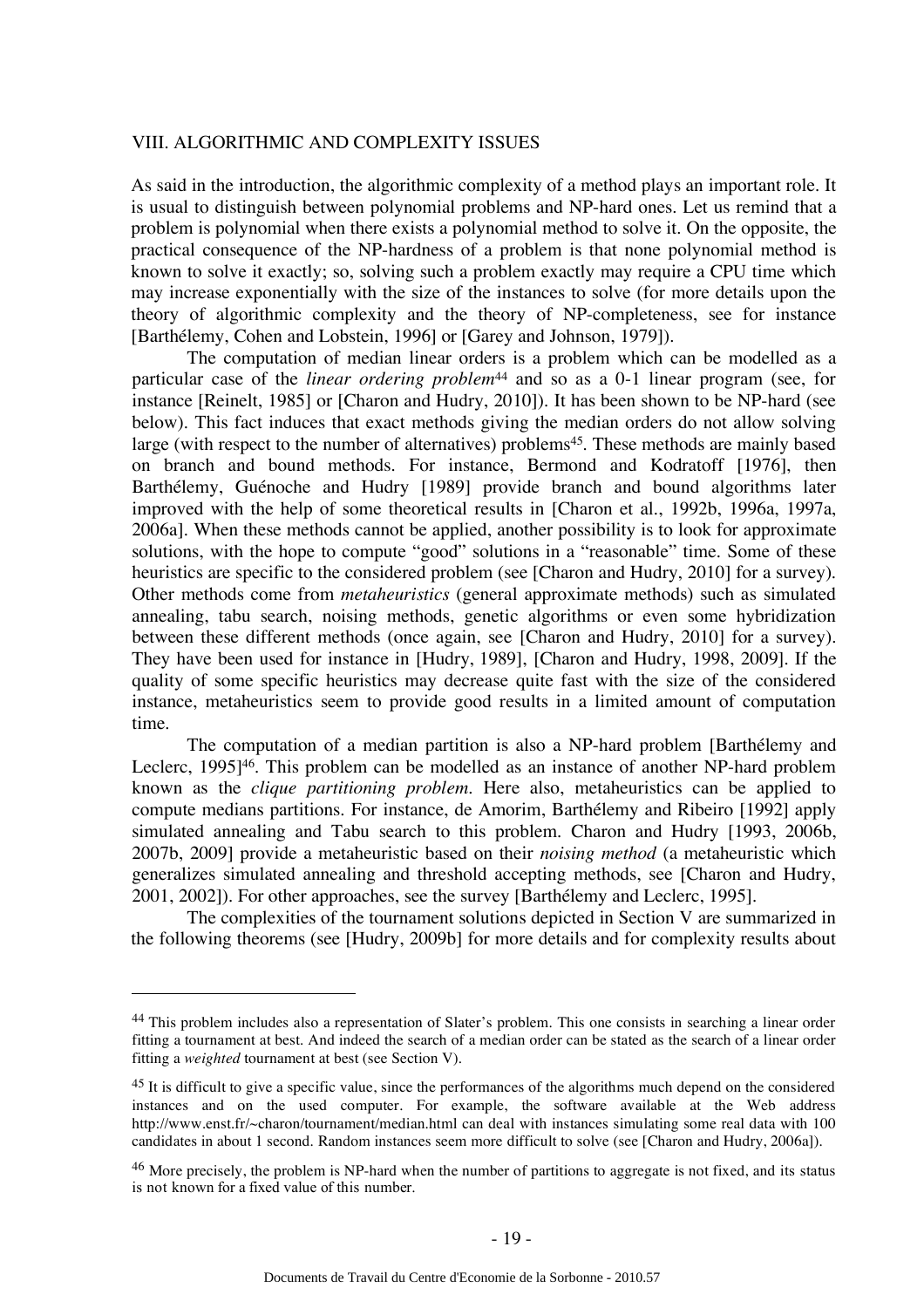## VIII. ALGORITHMIC AND COMPLEXITY ISSUES

As said in the introduction, the algorithmic complexity of a method plays an important role. It is usual to distinguish between polynomial problems and NP-hard ones. Let us remind that a problem is polynomial when there exists a polynomial method to solve it. On the opposite, the practical consequence of the NP-hardness of a problem is that none polynomial method is known to solve it exactly; so, solving such a problem exactly may require a CPU time which may increase exponentially with the size of the instances to solve (for more details upon the theory of algorithmic complexity and the theory of NP-completeness, see for instance [Barthélemy, Cohen and Lobstein, 1996] or [Garey and Johnson, 1979]).

The computation of median linear orders is a problem which can be modelled as a particular case of the *linear ordering problem*[44] and so as a 0-1 linear program (see, for instance [Reinelt, 1985] or [Charon and Hudry, 2010]). It has been shown to be NP-hard (see below). This fact induces that exact methods giving the median orders do not allow solving large (with respect to the number of alternatives) problems[45]. These methods are mainly based on branch and bound methods. For instance, Bermond and Kodratoff [1976], then Barthélemy, Guénoche and Hudry [1989] provide branch and bound algorithms later improved with the help of some theoretical results in [Charon et al., 1992b, 1996a, 1997a, 2006a]. When these methods cannot be applied, another possibility is to look for approximate solutions, with the hope to compute "good" solutions in a "reasonable" time. Some of these heuristics are specific to the considered problem (see [Charon and Hudry, 2010] for a survey). Other methods come from *metaheuristics* (general approximate methods) such as simulated annealing, tabu search, noising methods, genetic algorithms or even some hybridization between these different methods (once again, see [Charon and Hudry, 2010] for a survey). They have been used for instance in [Hudry, 1989], [Charon and Hudry, 1998, 2009]. If the quality of some specific heuristics may decrease quite fast with the size of the considered instance, metaheuristics seem to provide good results in a limited amount of computation time.

The computation of a median partition is also a NP-hard problem [Barthélemy and Leclerc, 1995][46]. This problem can be modelled as an instance of another NP-hard problem known as the *clique partitioning problem*. Here also, metaheuristics can be applied to compute medians partitions. For instance, de Amorim, Barthélemy and Ribeiro [1992] apply simulated annealing and Tabu search to this problem. Charon and Hudry [1993, 2006b, 2007b, 2009] provide a metaheuristic based on their *noising method* (a metaheuristic which generalizes simulated annealing and threshold accepting methods, see [Charon and Hudry, 2001, 2002]). For other approaches, see the survey [Barthélemy and Leclerc, 1995].

The complexities of the tournament solutions depicted in Section V are summarized in the following theorems (see [Hudry, 2009b] for more details and for complexity results about

---

[44] This problem includes also a representation of Slater's problem. This one consists in searching a linear order fitting a tournament at best. And indeed the search of a median order can be stated as the search of a linear order fitting a *weighted* tournament at best (see Section V).

[45] It is difficult to give a specific value, since the performances of the algorithms much depend on the considered instances and on the used computer. For example, the software available at the Web address http://www.enst.fr/~charon/tournament/median.html can deal with instances simulating some real data with 100 candidates in about 1 second. Random instances seem more difficult to solve (see [Charon and Hudry, 2006a]).

[46] More precisely, the problem is NP-hard when the number of partitions to aggregate is not fixed, and its status is not known for a fixed value of this number.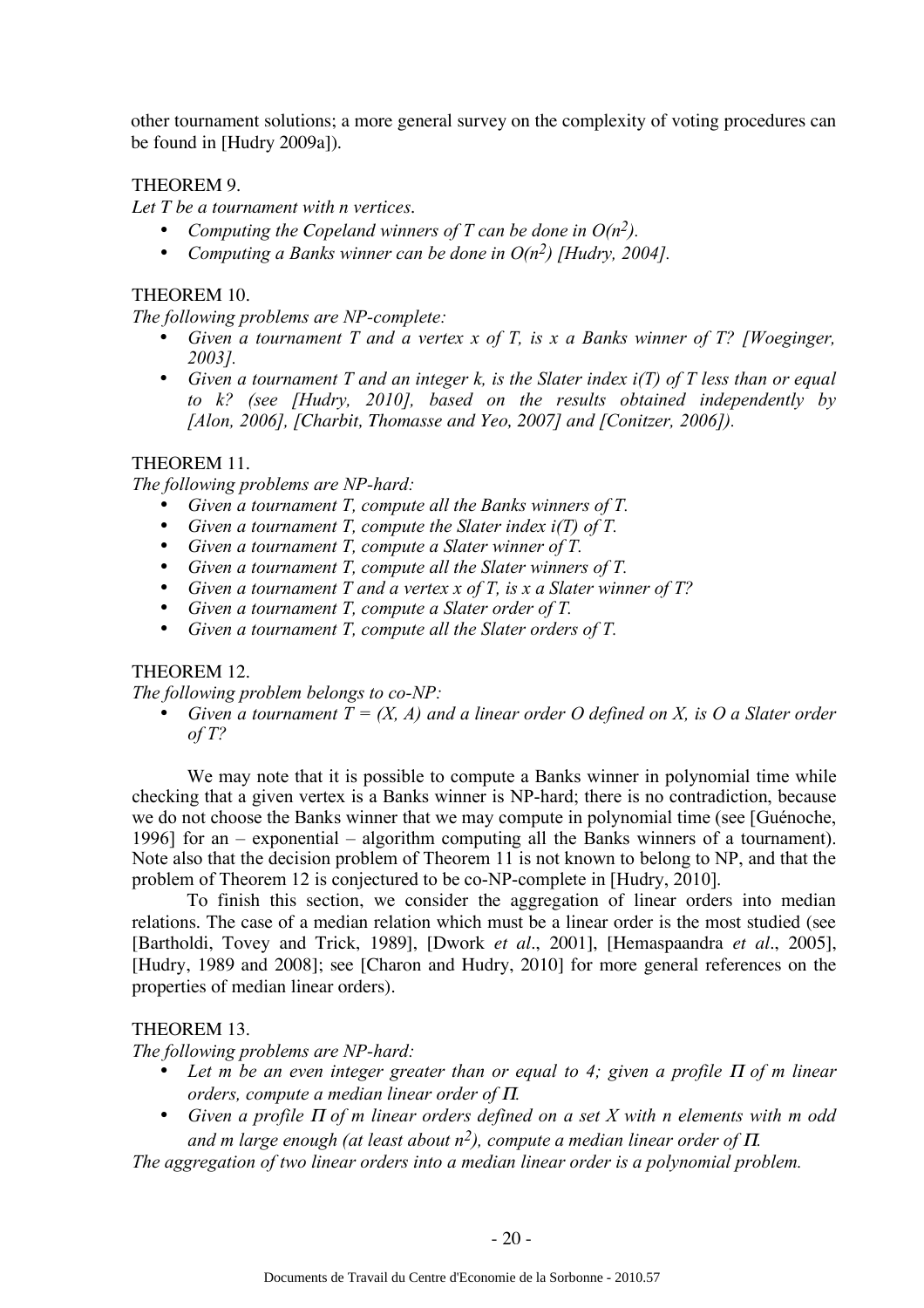other tournament solutions; a more general survey on the complexity of voting procedures can be found in [Hudry 2009a]).

THEOREM 9.

*Let T be a tournament with n vertices.*

- *Computing the Copeland winners of T can be done in $O(n^2)$.*
- *Computing a Banks winner can be done in $O(n^2)$ [Hudry, 2004].*

THEOREM 10.

*The following problems are NP-complete:*

- *Given a tournament T and a vertex x of T, is x a Banks winner of T? [Woeginger, 2003].*
- *Given a tournament T and an integer k, is the Slater index i(T) of T less than or equal to k? (see [Hudry, 2010], based on the results obtained independently by [Alon, 2006], [Charbit, Thomasse and Yeo, 2007] and [Conitzer, 2006]).*

THEOREM 11.

*The following problems are NP-hard:*

- *Given a tournament T, compute all the Banks winners of T.*
- *Given a tournament T, compute the Slater index i(T) of T.*
- *Given a tournament T, compute a Slater winner of T.*
- *Given a tournament T, compute all the Slater winners of T.*
- *Given a tournament T and a vertex x of T, is x a Slater winner of T?*
- *Given a tournament T, compute a Slater order of T.*
- *Given a tournament T, compute all the Slater orders of T.*

THEOREM 12.

*The following problem belongs to co-NP:*

- *Given a tournament T = (X, A) and a linear order O defined on X, is O a Slater order of T?*

We may note that it is possible to compute a Banks winner in polynomial time while checking that a given vertex is a Banks winner is NP-hard; there is no contradiction, because we do not choose the Banks winner that we may compute in polynomial time (see [Guénoche, 1996] for an – exponential – algorithm computing all the Banks winners of a tournament). Note also that the decision problem of Theorem 11 is not known to belong to NP, and that the problem of Theorem 12 is conjectured to be co-NP-complete in [Hudry, 2010].

To finish this section, we consider the aggregation of linear orders into median relations. The case of a median relation which must be a linear order is the most studied (see [Bartholdi, Tovey and Trick, 1989], [Dwork *et al*., 2001], [Hemaspaandra *et al*., 2005], [Hudry, 1989 and 2008]; see [Charon and Hudry, 2010] for more general references on the properties of median linear orders).

THEOREM 13.

*The following problems are NP-hard:*

- *Let m be an even integer greater than or equal to 4; given a profile $\Pi$ of m linear orders, compute a median linear order of $\Pi$.*
- *Given a profile $\Pi$ of m linear orders defined on a set X with n elements with m odd and m large enough (at least about $n^2$), compute a median linear order of $\Pi$.*

*The aggregation of two linear orders into a median linear order is a polynomial problem.*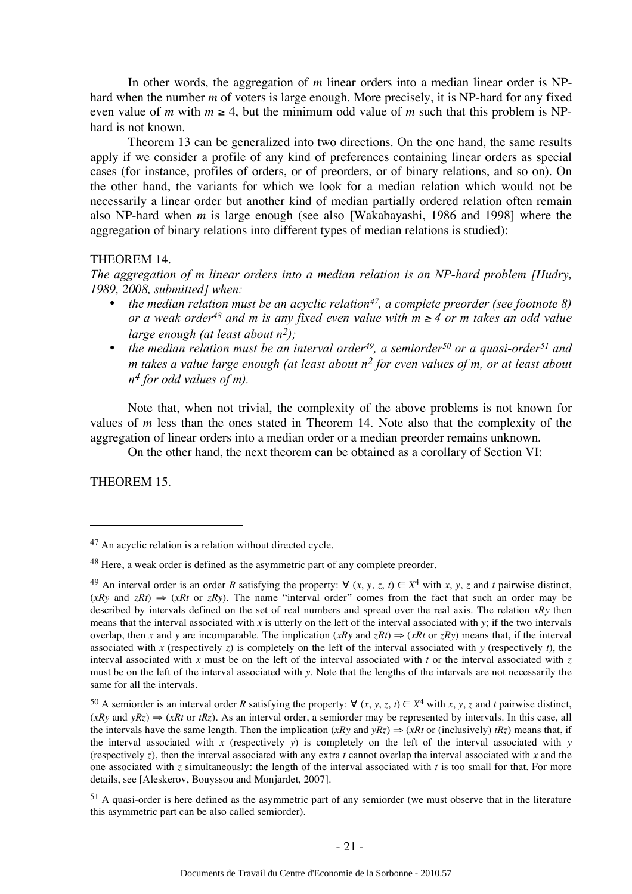In other words, the aggregation of *m* linear orders into a median linear order is NP-hard when the number *m* of voters is large enough. More precisely, it is NP-hard for any fixed even value of *m* with $m \geq 4$, but the minimum odd value of *m* such that this problem is NP-hard is not known.

Theorem 13 can be generalized into two directions. On the one hand, the same results apply if we consider a profile of any kind of preferences containing linear orders as special cases (for instance, profiles of orders, or of preorders, or of binary relations, and so on). On the other hand, the variants for which we look for a median relation which would not be necessarily a linear order but another kind of median partially ordered relation often remain also NP-hard when *m* is large enough (see also [Wakabayashi, 1986 and 1998] where the aggregation of binary relations into different types of median relations is studied):

THEOREM 14.

*The aggregation of m linear orders into a median relation is an NP-hard problem [Hudry, 1989, 2008, submitted] when:*

- *the median relation must be an acyclic relation[47], a complete preorder (see footnote 8) or a weak order[48] and m is any fixed even value with $m \geq 4$ or m takes an odd value large enough (at least about $n^2$);*
- *the median relation must be an interval order[49], a semiorder[50] or a quasi-order[51] and m takes a value large enough (at least about $n^2$ for even values of m, or at least about $n^4$ for odd values of m).*

Note that, when not trivial, the complexity of the above problems is not known for values of *m* less than the ones stated in Theorem 14. Note also that the complexity of the aggregation of linear orders into a median order or a median preorder remains unknown.

On the other hand, the next theorem can be obtained as a corollary of Section VI:

THEOREM 15.

---

[47] An acyclic relation is a relation without directed cycle.

[48] Here, a weak order is defined as the asymmetric part of any complete preorder.

[49] An interval order is an order *R* satisfying the property: $\forall (x, y, z, t) \in X^4$ with *x*, *y*, *z* and *t* pairwise distinct, ($xRy$ and $zRt$) $\Rightarrow$ ($xRt$ or $zRy$). The name "interval order" comes from the fact that such an order may be described by intervals defined on the set of real numbers and spread over the real axis. The relation $xRy$ then means that the interval associated with *x* is utterly on the left of the interval associated with *y*; if the two intervals overlap, then *x* and *y* are incomparable. The implication ($xRy$ and $zRt$) $\Rightarrow$ ($xRt$ or $zRy$) means that, if the interval associated with *x* (respectively *z*) is completely on the left of the interval associated with *y* (respectively *t*), the interval associated with *x* must be on the left of the interval associated with *t* or the interval associated with *z* must be on the left of the interval associated with *y*. Note that the lengths of the intervals are not necessarily the same for all the intervals.

[50] A semiorder is an interval order *R* satisfying the property: $\forall (x, y, z, t) \in X^4$ with *x*, *y*, *z* and *t* pairwise distinct, ($xRy$ and $yRz$) $\Rightarrow$ ($xRt$ or $tRz$). As an interval order, a semiorder may be represented by intervals. In this case, all the intervals have the same length. Then the implication ($xRy$ and $yRz$) $\Rightarrow$ ($xRt$ or (inclusively) $tRz$) means that, if the interval associated with *x* (respectively *y*) is completely on the left of the interval associated with *y* (respectively *z*), then the interval associated with any extra *t* cannot overlap the interval associated with *x* and the one associated with *z* simultaneously: the length of the interval associated with *t* is too small for that. For more details, see [Aleskerov, Bouyssou and Monjardet, 2007].

[51] A quasi-order is here defined as the asymmetric part of any semiorder (we must observe that in the literature this asymmetric part can be also called semiorder).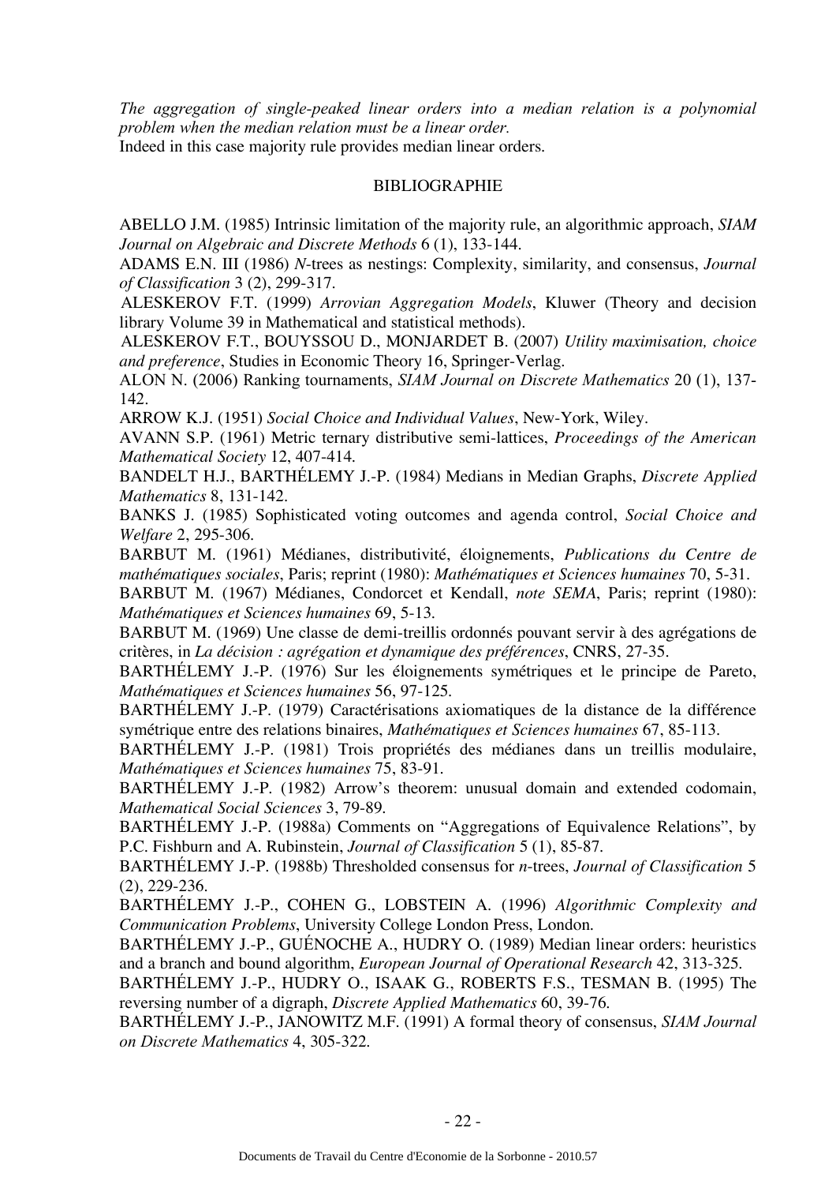*The aggregation of single-peaked linear orders into a median relation is a polynomial problem when the median relation must be a linear order.*

Indeed in this case majority rule provides median linear orders.

## BIBLIOGRAPHIE

ABELLO J.M. (1985) Intrinsic limitation of the majority rule, an algorithmic approach, *SIAM Journal on Algebraic and Discrete Methods* 6 (1), 133-144.

ADAMS E.N. III (1986) *N*-trees as nestings: Complexity, similarity, and consensus, *Journal of Classification* 3 (2), 299-317.

ALESKEROV F.T. (1999) *Arrovian Aggregation Models*, Kluwer (Theory and decision library Volume 39 in Mathematical and statistical methods).

ALESKEROV F.T., BOUYSSOU D., MONJARDET B. (2007) *Utility maximisation, choice and preference*, Studies in Economic Theory 16, Springer-Verlag.

ALON N. (2006) Ranking tournaments, *SIAM Journal on Discrete Mathematics* 20 (1), 137-142.

ARROW K.J. (1951) *Social Choice and Individual Values*, New-York, Wiley.

AVANN S.P. (1961) Metric ternary distributive semi-lattices, *Proceedings of the American Mathematical Society* 12, 407-414.

BANDELT H.J., BARTHÉLEMY J.-P. (1984) Medians in Median Graphs, *Discrete Applied Mathematics* 8, 131-142.

BANKS J. (1985) Sophisticated voting outcomes and agenda control, *Social Choice and Welfare* 2, 295-306.

BARBUT M. (1961) Médianes, distributivité, éloignements, *Publications du Centre de mathématiques sociales*, Paris; reprint (1980): *Mathématiques et Sciences humaines* 70, 5-31.

BARBUT M. (1967) Médianes, Condorcet et Kendall, *note SEMA*, Paris; reprint (1980): *Mathématiques et Sciences humaines* 69, 5-13.

BARBUT M. (1969) Une classe de demi-treillis ordonnés pouvant servir à des agrégations de critères, in *La décision : agrégation et dynamique des préférences*, CNRS, 27-35.

BARTHÉLEMY J.-P. (1976) Sur les éloignements symétriques et le principe de Pareto, *Mathématiques et Sciences humaines* 56, 97-125.

BARTHÉLEMY J.-P. (1979) Caractérisations axiomatiques de la distance de la différence symétrique entre des relations binaires, *Mathématiques et Sciences humaines* 67, 85-113.

BARTHÉLEMY J.-P. (1981) Trois propriétés des médianes dans un treillis modulaire, *Mathématiques et Sciences humaines* 75, 83-91.

BARTHÉLEMY J.-P. (1982) Arrow's theorem: unusual domain and extended codomain, *Mathematical Social Sciences* 3, 79-89.

BARTHÉLEMY J.-P. (1988a) Comments on "Aggregations of Equivalence Relations", by P.C. Fishburn and A. Rubinstein, *Journal of Classification* 5 (1), 85-87.

BARTHÉLEMY J.-P. (1988b) Thresholded consensus for *n*-trees, *Journal of Classification* 5 (2), 229-236.

BARTHÉLEMY J.-P., COHEN G., LOBSTEIN A. (1996) *Algorithmic Complexity and Communication Problems*, University College London Press, London.

BARTHÉLEMY J.-P., GUÉNOCHE A., HUDRY O. (1989) Median linear orders: heuristics and a branch and bound algorithm, *European Journal of Operational Research* 42, 313-325.

BARTHÉLEMY J.-P., HUDRY O., ISAAK G., ROBERTS F.S., TESMAN B. (1995) The reversing number of a digraph, *Discrete Applied Mathematics* 60, 39-76.

BARTHÉLEMY J.-P., JANOWITZ M.F. (1991) A formal theory of consensus, *SIAM Journal on Discrete Mathematics* 4, 305-322.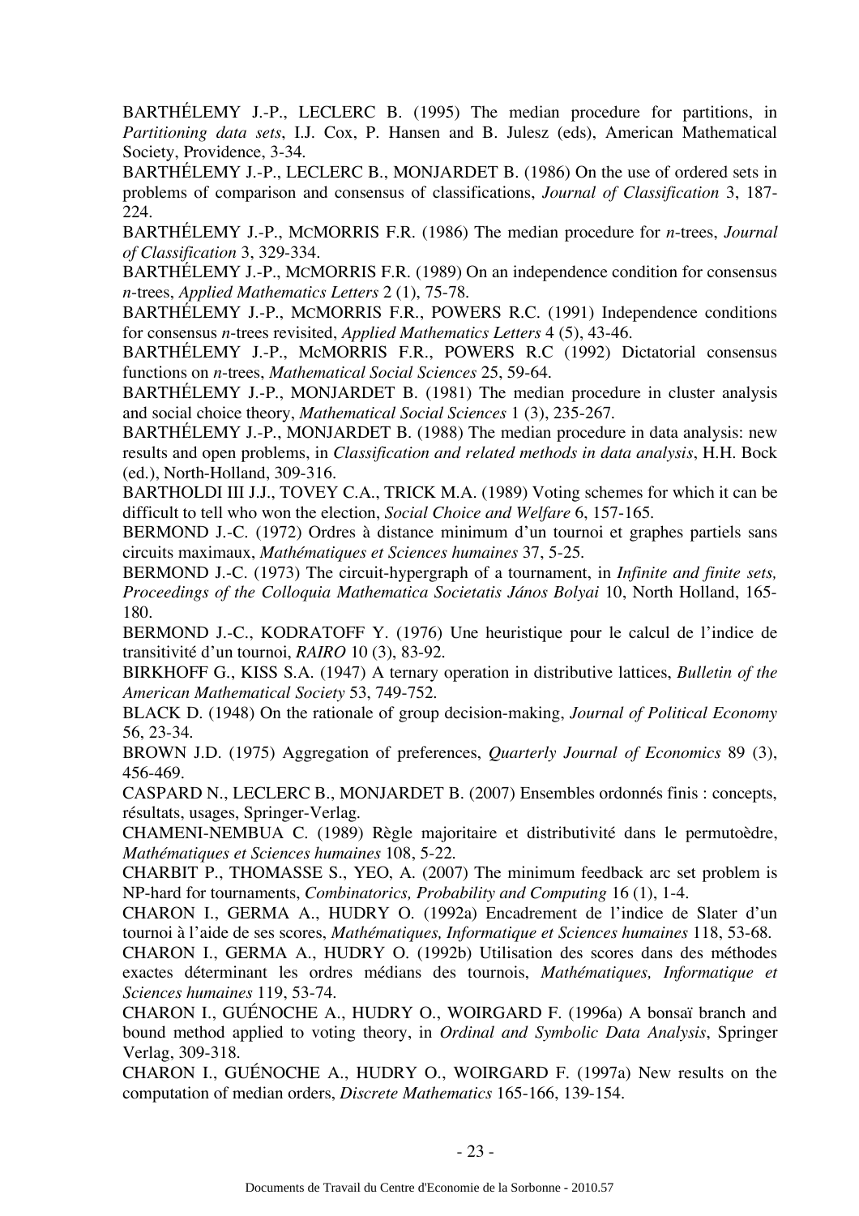BARTHÉLEMY J.-P., LECLERC B. (1995) The median procedure for partitions, in *Partitioning data sets*, I.J. Cox, P. Hansen and B. Julesz (eds), American Mathematical Society, Providence, 3-34.

BARTHÉLEMY J.-P., LECLERC B., MONJARDET B. (1986) On the use of ordered sets in problems of comparison and consensus of classifications, *Journal of Classification* 3, 187-224.

BARTHÉLEMY J.-P., MCMORRIS F.R. (1986) The median procedure for *n*-trees, *Journal of Classification* 3, 329-334.

BARTHÉLEMY J.-P., MCMORRIS F.R. (1989) On an independence condition for consensus *n*-trees, *Applied Mathematics Letters* 2 (1), 75-78.

BARTHÉLEMY J.-P., MCMORRIS F.R., POWERS R.C. (1991) Independence conditions for consensus *n*-trees revisited, *Applied Mathematics Letters* 4 (5), 43-46.

BARTHÉLEMY J.-P., McMORRIS F.R., POWERS R.C (1992) Dictatorial consensus functions on *n*-trees, *Mathematical Social Sciences* 25, 59-64.

BARTHÉLEMY J.-P., MONJARDET B. (1981) The median procedure in cluster analysis and social choice theory, *Mathematical Social Sciences* 1 (3), 235-267.

BARTHÉLEMY J.-P., MONJARDET B. (1988) The median procedure in data analysis: new results and open problems, in *Classification and related methods in data analysis*, H.H. Bock (ed.), North-Holland, 309-316.

BARTHOLDI III J.J., TOVEY C.A., TRICK M.A. (1989) Voting schemes for which it can be difficult to tell who won the election, *Social Choice and Welfare* 6, 157-165.

BERMOND J.-C. (1972) Ordres à distance minimum d'un tournoi et graphes partiels sans circuits maximaux, *Mathématiques et Sciences humaines* 37, 5-25.

BERMOND J.-C. (1973) The circuit-hypergraph of a tournament, in *Infinite and finite sets, Proceedings of the Colloquia Mathematica Societatis János Bolyai* 10, North Holland, 165-180.

BERMOND J.-C., KODRATOFF Y. (1976) Une heuristique pour le calcul de l'indice de transitivité d'un tournoi, *RAIRO* 10 (3), 83-92.

BIRKHOFF G., KISS S.A. (1947) A ternary operation in distributive lattices, *Bulletin of the American Mathematical Society* 53, 749-752.

BLACK D. (1948) On the rationale of group decision-making, *Journal of Political Economy* 56, 23-34.

BROWN J.D. (1975) Aggregation of preferences, *Quarterly Journal of Economics* 89 (3), 456-469.

CASPARD N., LECLERC B., MONJARDET B. (2007) Ensembles ordonnés finis : concepts, résultats, usages, Springer-Verlag.

CHAMENI-NEMBUA C. (1989) Règle majoritaire et distributivité dans le permutoèdre, *Mathématiques et Sciences humaines* 108, 5-22.

CHARBIT P., THOMASSE S., YEO, A. (2007) The minimum feedback arc set problem is NP-hard for tournaments, *Combinatorics, Probability and Computing* 16 (1), 1-4.

CHARON I., GERMA A., HUDRY O. (1992a) Encadrement de l'indice de Slater d'un tournoi à l'aide de ses scores, *Mathématiques, Informatique et Sciences humaines* 118, 53-68.

CHARON I., GERMA A., HUDRY O. (1992b) Utilisation des scores dans des méthodes exactes déterminant les ordres médians des tournois, *Mathématiques, Informatique et Sciences humaines* 119, 53-74.

CHARON I., GUÉNOCHE A., HUDRY O., WOIRGARD F. (1996a) A bonsaï branch and bound method applied to voting theory, in *Ordinal and Symbolic Data Analysis*, Springer Verlag, 309-318.

CHARON I., GUÉNOCHE A., HUDRY O., WOIRGARD F. (1997a) New results on the computation of median orders, *Discrete Mathematics* 165-166, 139-154.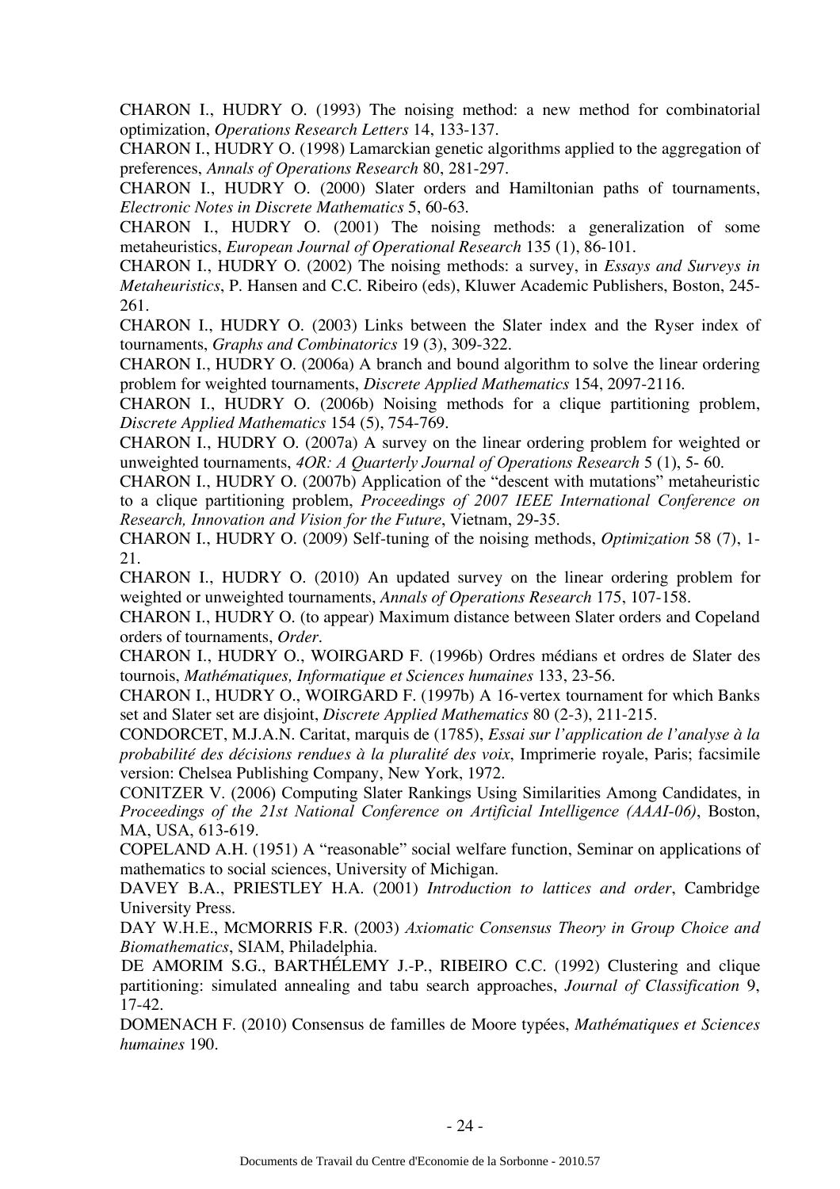CHARON I., HUDRY O. (1993) The noising method: a new method for combinatorial optimization, *Operations Research Letters* 14, 133-137.

CHARON I., HUDRY O. (1998) Lamarckian genetic algorithms applied to the aggregation of preferences, *Annals of Operations Research* 80, 281-297.

CHARON I., HUDRY O. (2000) Slater orders and Hamiltonian paths of tournaments, *Electronic Notes in Discrete Mathematics* 5, 60-63.

CHARON I., HUDRY O. (2001) The noising methods: a generalization of some metaheuristics, *European Journal of Operational Research* 135 (1), 86-101.

CHARON I., HUDRY O. (2002) The noising methods: a survey, in *Essays and Surveys in Metaheuristics*, P. Hansen and C.C. Ribeiro (eds), Kluwer Academic Publishers, Boston, 245-261.

CHARON I., HUDRY O. (2003) Links between the Slater index and the Ryser index of tournaments, *Graphs and Combinatorics* 19 (3), 309-322.

CHARON I., HUDRY O. (2006a) A branch and bound algorithm to solve the linear ordering problem for weighted tournaments, *Discrete Applied Mathematics* 154, 2097-2116.

CHARON I., HUDRY O. (2006b) Noising methods for a clique partitioning problem, *Discrete Applied Mathematics* 154 (5), 754-769.

CHARON I., HUDRY O. (2007a) A survey on the linear ordering problem for weighted or unweighted tournaments, *4OR: A Quarterly Journal of Operations Research* 5 (1), 5- 60.

CHARON I., HUDRY O. (2007b) Application of the "descent with mutations" metaheuristic to a clique partitioning problem, *Proceedings of 2007 IEEE International Conference on Research, Innovation and Vision for the Future*, Vietnam, 29-35.

CHARON I., HUDRY O. (2009) Self-tuning of the noising methods, *Optimization* 58 (7), 1-21.

CHARON I., HUDRY O. (2010) An updated survey on the linear ordering problem for weighted or unweighted tournaments, *Annals of Operations Research* 175, 107-158.

CHARON I., HUDRY O. (to appear) Maximum distance between Slater orders and Copeland orders of tournaments, *Order*.

CHARON I., HUDRY O., WOIRGARD F. (1996b) Ordres médians et ordres de Slater des tournois, *Mathématiques, Informatique et Sciences humaines* 133, 23-56.

CHARON I., HUDRY O., WOIRGARD F. (1997b) A 16-vertex tournament for which Banks set and Slater set are disjoint, *Discrete Applied Mathematics* 80 (2-3), 211-215.

CONDORCET, M.J.A.N. Caritat, marquis de (1785), *Essai sur l'application de l'analyse à la probabilité des décisions rendues à la pluralité des voix*, Imprimerie royale, Paris; facsimile version: Chelsea Publishing Company, New York, 1972.

CONITZER V. (2006) Computing Slater Rankings Using Similarities Among Candidates, in *Proceedings of the 21st National Conference on Artificial Intelligence (AAAI-06)*, Boston, MA, USA, 613-619.

COPELAND A.H. (1951) A "reasonable" social welfare function, Seminar on applications of mathematics to social sciences, University of Michigan.

DAVEY B.A., PRIESTLEY H.A. (2001) *Introduction to lattices and order*, Cambridge University Press.

DAY W.H.E., MCMORRIS F.R. (2003) *Axiomatic Consensus Theory in Group Choice and Biomathematics*, SIAM, Philadelphia.

DE AMORIM S.G., BARTHÉLEMY J.-P., RIBEIRO C.C. (1992) Clustering and clique partitioning: simulated annealing and tabu search approaches, *Journal of Classification* 9, 17-42.

DOMENACH F. (2010) Consensus de familles de Moore typées, *Mathématiques et Sciences humaines* 190.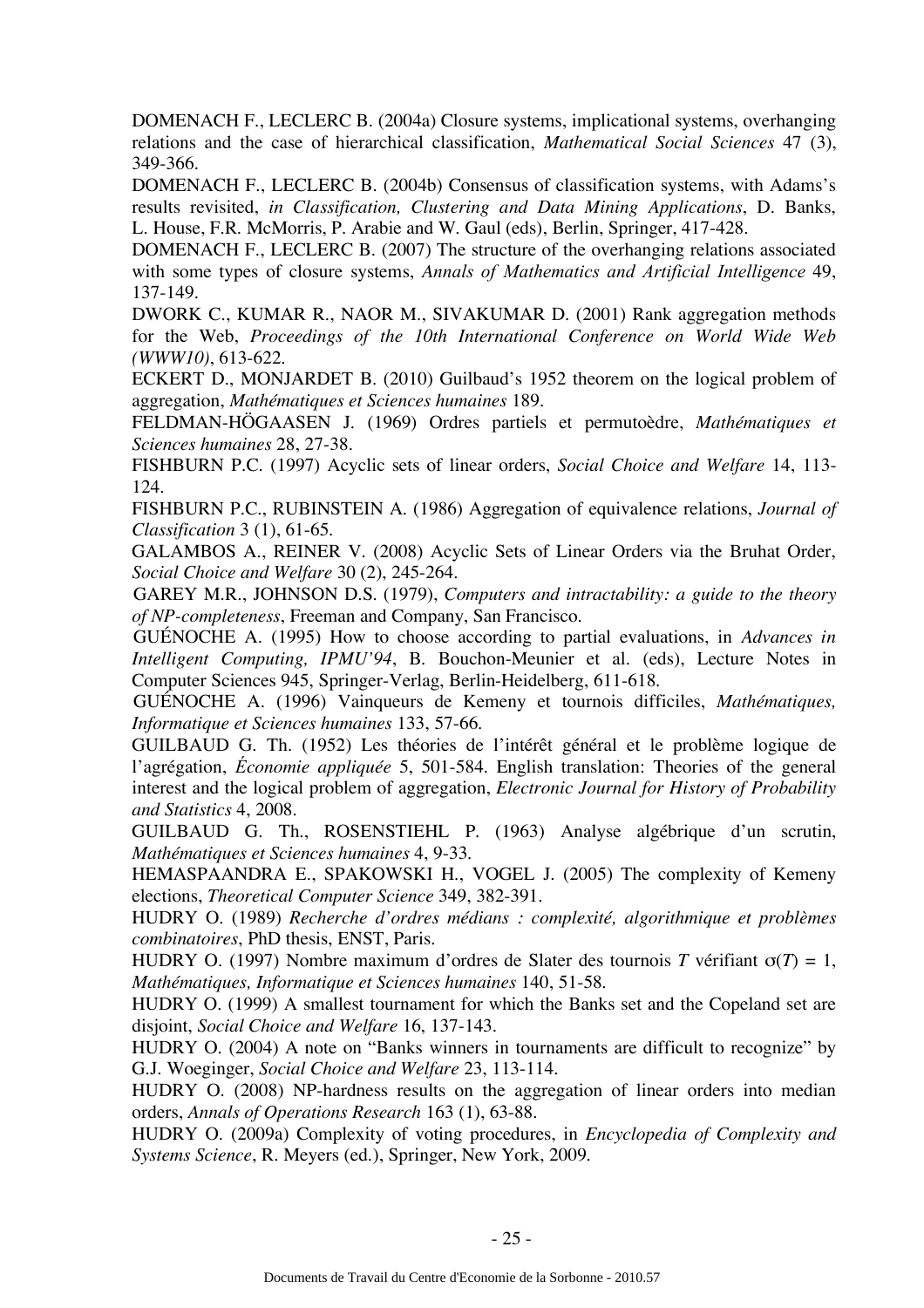DOMENACH F., LECLERC B. (2004a) Closure systems, implicational systems, overhanging relations and the case of hierarchical classification, *Mathematical Social Sciences* 47 (3), 349-366.

DOMENACH F., LECLERC B. (2004b) Consensus of classification systems, with Adams's results revisited, *in Classification, Clustering and Data Mining Applications*, D. Banks, L. House, F.R. McMorris, P. Arabie and W. Gaul (eds), Berlin, Springer, 417-428.

DOMENACH F., LECLERC B. (2007) The structure of the overhanging relations associated with some types of closure systems, *Annals of Mathematics and Artificial Intelligence* 49, 137-149.

DWORK C., KUMAR R., NAOR M., SIVAKUMAR D. (2001) Rank aggregation methods for the Web, *Proceedings of the 10th International Conference on World Wide Web (WWW10)*, 613-622.

ECKERT D., MONJARDET B. (2010) Guilbaud's 1952 theorem on the logical problem of aggregation, *Mathématiques et Sciences humaines* 189.

FELDMAN-HÖGAASEN J. (1969) Ordres partiels et permutoèdre, *Mathématiques et Sciences humaines* 28, 27-38.

FISHBURN P.C. (1997) Acyclic sets of linear orders, *Social Choice and Welfare* 14, 113-124.

FISHBURN P.C., RUBINSTEIN A. (1986) Aggregation of equivalence relations, *Journal of Classification* 3 (1), 61-65.

GALAMBOS A., REINER V. (2008) Acyclic Sets of Linear Orders via the Bruhat Order, *Social Choice and Welfare* 30 (2), 245-264.

GAREY M.R., JOHNSON D.S. (1979), *Computers and intractability: a guide to the theory of NP-completeness*, Freeman and Company, San Francisco.

GUÉNOCHE A. (1995) How to choose according to partial evaluations, in *Advances in Intelligent Computing, IPMU'94*, B. Bouchon-Meunier et al. (eds), Lecture Notes in Computer Sciences 945, Springer-Verlag, Berlin-Heidelberg, 611-618.

GUÉNOCHE A. (1996) Vainqueurs de Kemeny et tournois difficiles, *Mathématiques, Informatique et Sciences humaines* 133, 57-66.

GUILBAUD G. Th. (1952) Les théories de l'intérêt général et le problème logique de l'agrégation, *Économie appliquée* 5, 501-584. English translation: Theories of the general interest and the logical problem of aggregation, *Electronic Journal for History of Probability and Statistics* 4, 2008.

GUILBAUD G. Th., ROSENSTIEHL P. (1963) Analyse algébrique d'un scrutin, *Mathématiques et Sciences humaines* 4, 9-33.

HEMASPAANDRA E., SPAKOWSKI H., VOGEL J. (2005) The complexity of Kemeny elections, *Theoretical Computer Science* 349, 382-391.

HUDRY O. (1989) *Recherche d'ordres médians : complexité, algorithmique et problèmes combinatoires*, PhD thesis, ENST, Paris.

HUDRY O. (1997) Nombre maximum d'ordres de Slater des tournois *T* vérifiant $\sigma(T) = 1$, *Mathématiques, Informatique et Sciences humaines* 140, 51-58.

HUDRY O. (1999) A smallest tournament for which the Banks set and the Copeland set are disjoint, *Social Choice and Welfare* 16, 137-143.

HUDRY O. (2004) A note on "Banks winners in tournaments are difficult to recognize" by G.J. Woeginger, *Social Choice and Welfare* 23, 113-114.

HUDRY O. (2008) NP-hardness results on the aggregation of linear orders into median orders, *Annals of Operations Research* 163 (1), 63-88.

HUDRY O. (2009a) Complexity of voting procedures, in *Encyclopedia of Complexity and Systems Science*, R. Meyers (ed.), Springer, New York, 2009.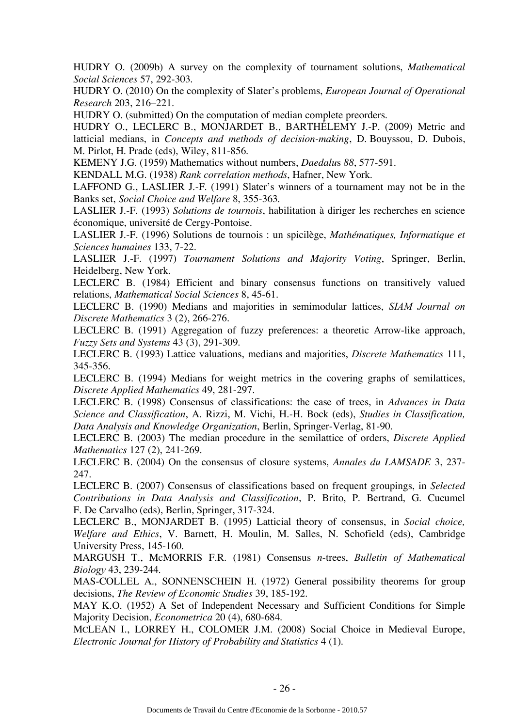HUDRY O. (2009b) A survey on the complexity of tournament solutions, *Mathematical Social Sciences* 57, 292-303.

HUDRY O. (2010) On the complexity of Slater's problems, *European Journal of Operational Research* 203, 216–221.

HUDRY O. (submitted) On the computation of median complete preorders.

HUDRY O., LECLERC B., MONJARDET B., BARTHÉLEMY J.-P. (2009) Metric and latticial medians, in *Concepts and methods of decision-making*, D. Bouyssou, D. Dubois, M. Pirlot, H. Prade (eds), Wiley, 811-856.

KEMENY J.G. (1959) Mathematics without numbers, *Daedalus 88*, 577-591.

KENDALL M.G. (1938) *Rank correlation methods*, Hafner, New York.

LAFFOND G., LASLIER J.-F. (1991) Slater's winners of a tournament may not be in the Banks set, *Social Choice and Welfare* 8, 355-363.

LASLIER J.-F. (1993) *Solutions de tournois*, habilitation à diriger les recherches en science économique, université de Cergy-Pontoise.

LASLIER J.-F. (1996) Solutions de tournois : un spicilège, *Mathématiques, Informatique et Sciences humaines* 133, 7-22.

LASLIER J.-F. (1997) *Tournament Solutions and Majority Voting*, Springer, Berlin, Heidelberg, New York.

LECLERC B. (1984) Efficient and binary consensus functions on transitively valued relations, *Mathematical Social Sciences* 8, 45-61.

LECLERC B. (1990) Medians and majorities in semimodular lattices, *SIAM Journal on Discrete Mathematics* 3 (2), 266-276.

LECLERC B. (1991) Aggregation of fuzzy preferences: a theoretic Arrow-like approach, *Fuzzy Sets and Systems* 43 (3), 291-309.

LECLERC B. (1993) Lattice valuations, medians and majorities, *Discrete Mathematics* 111, 345-356.

LECLERC B. (1994) Medians for weight metrics in the covering graphs of semilattices, *Discrete Applied Mathematics* 49, 281-297.

LECLERC B. (1998) Consensus of classifications: the case of trees, in *Advances in Data Science and Classification*, A. Rizzi, M. Vichi, H.-H. Bock (eds), *Studies in Classification, Data Analysis and Knowledge Organization*, Berlin, Springer-Verlag, 81-90.

LECLERC B. (2003) The median procedure in the semilattice of orders, *Discrete Applied Mathematics* 127 (2), 241-269.

LECLERC B. (2004) On the consensus of closure systems, *Annales du LAMSADE* 3, 237-247.

LECLERC B. (2007) Consensus of classifications based on frequent groupings, in *Selected Contributions in Data Analysis and Classification*, P. Brito, P. Bertrand, G. Cucumel F. De Carvalho (eds), Berlin, Springer, 317-324.

LECLERC B., MONJARDET B. (1995) Latticial theory of consensus, in *Social choice, Welfare and Ethics*, V. Barnett, H. Moulin, M. Salles, N. Schofield (eds), Cambridge University Press, 145-160.

MARGUSH T., McMORRIS F.R. (1981) Consensus *n*-trees, *Bulletin of Mathematical Biology* 43, 239-244.

MAS-COLLEL A., SONNENSCHEIN H. (1972) General possibility theorems for group decisions, *The Review of Economic Studies* 39, 185-192.

MAY K.O. (1952) A Set of Independent Necessary and Sufficient Conditions for Simple Majority Decision, *Econometrica* 20 (4), 680-684.

MCLEAN I., LORREY H., COLOMER J.M. (2008) Social Choice in Medieval Europe, *Electronic Journal for History of Probability and Statistics* 4 (1).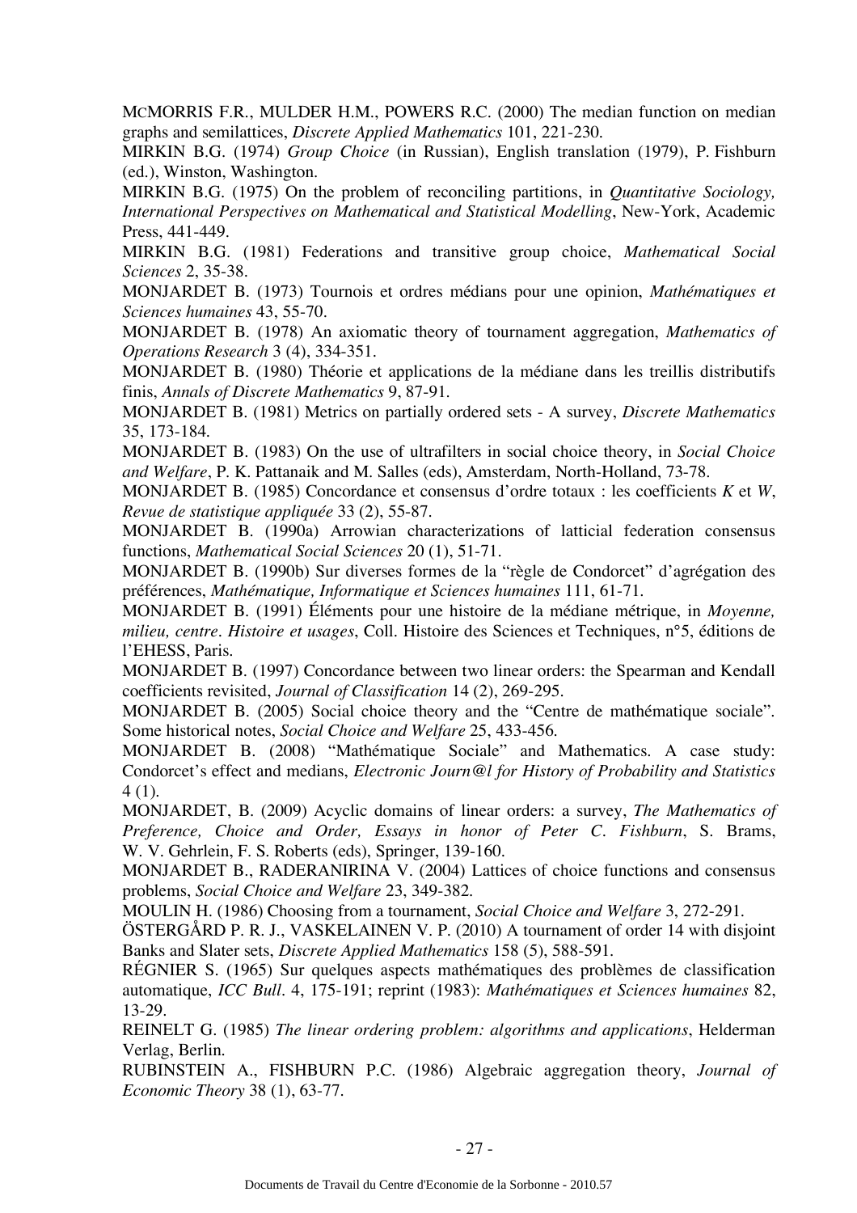MCMORRIS F.R., MULDER H.M., POWERS R.C. (2000) The median function on median graphs and semilattices, *Discrete Applied Mathematics* 101, 221-230.

MIRKIN B.G. (1974) *Group Choice* (in Russian), English translation (1979), P. Fishburn (ed.), Winston, Washington.

MIRKIN B.G. (1975) On the problem of reconciling partitions, in *Quantitative Sociology, International Perspectives on Mathematical and Statistical Modelling*, New-York, Academic Press, 441-449.

MIRKIN B.G. (1981) Federations and transitive group choice, *Mathematical Social Sciences* 2, 35-38.

MONJARDET B. (1973) Tournois et ordres médians pour une opinion, *Mathématiques et Sciences humaines* 43, 55-70.

MONJARDET B. (1978) An axiomatic theory of tournament aggregation, *Mathematics of Operations Research* 3 (4), 334-351.

MONJARDET B. (1980) Théorie et applications de la médiane dans les treillis distributifs finis, *Annals of Discrete Mathematics* 9, 87-91.

MONJARDET B. (1981) Metrics on partially ordered sets - A survey, *Discrete Mathematics* 35, 173-184.

MONJARDET B. (1983) On the use of ultrafilters in social choice theory, in *Social Choice and Welfare*, P. K. Pattanaik and M. Salles (eds), Amsterdam, North-Holland, 73-78.

MONJARDET B. (1985) Concordance et consensus d'ordre totaux : les coefficients *K* et *W*, *Revue de statistique appliquée* 33 (2), 55-87.

MONJARDET B. (1990a) Arrowian characterizations of latticial federation consensus functions, *Mathematical Social Sciences* 20 (1), 51-71.

MONJARDET B. (1990b) Sur diverses formes de la "règle de Condorcet" d'agrégation des préférences, *Mathématique, Informatique et Sciences humaines* 111, 61-71.

MONJARDET B. (1991) Éléments pour une histoire de la médiane métrique, in *Moyenne, milieu, centre. Histoire et usages*, Coll. Histoire des Sciences et Techniques, n°5, éditions de l'EHESS, Paris.

MONJARDET B. (1997) Concordance between two linear orders: the Spearman and Kendall coefficients revisited, *Journal of Classification* 14 (2), 269-295.

MONJARDET B. (2005) Social choice theory and the "Centre de mathématique sociale". Some historical notes, *Social Choice and Welfare* 25, 433-456.

MONJARDET B. (2008) "Mathématique Sociale" and Mathematics. A case study: Condorcet's effect and medians, *Electronic Journ@l for History of Probability and Statistics* 4 (1).

MONJARDET, B. (2009) Acyclic domains of linear orders: a survey, *The Mathematics of Preference, Choice and Order, Essays in honor of Peter C. Fishburn*, S. Brams, W. V. Gehrlein, F. S. Roberts (eds), Springer, 139-160.

MONJARDET B., RADERANIRINA V. (2004) Lattices of choice functions and consensus problems, *Social Choice and Welfare* 23, 349-382.

MOULIN H. (1986) Choosing from a tournament, *Social Choice and Welfare* 3, 272-291.

ÖSTERGÅRD P. R. J., VASKELAINEN V. P. (2010) A tournament of order 14 with disjoint Banks and Slater sets, *Discrete Applied Mathematics* 158 (5), 588-591.

RÉGNIER S. (1965) Sur quelques aspects mathématiques des problèmes de classification automatique, *ICC Bull*. 4, 175-191; reprint (1983): *Mathématiques et Sciences humaines* 82, 13-29.

REINELT G. (1985) *The linear ordering problem: algorithms and applications*, Helderman Verlag, Berlin.

RUBINSTEIN A., FISHBURN P.C. (1986) Algebraic aggregation theory, *Journal of Economic Theory* 38 (1), 63-77.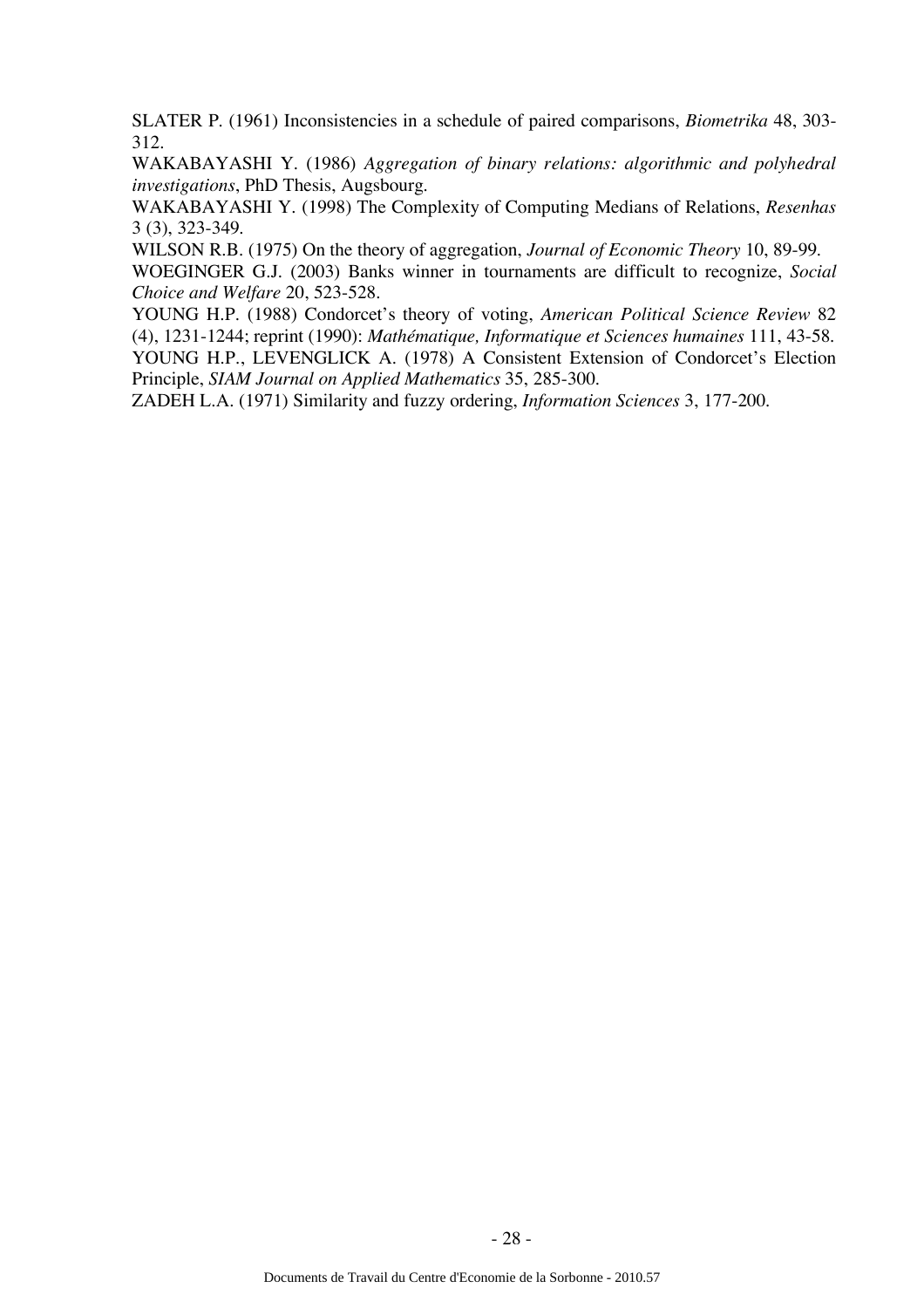SLATER P. (1961) Inconsistencies in a schedule of paired comparisons, *Biometrika* 48, 303-312.

WAKABAYASHI Y. (1986) *Aggregation of binary relations: algorithmic and polyhedral investigations*, PhD Thesis, Augsbourg.

WAKABAYASHI Y. (1998) The Complexity of Computing Medians of Relations, *Resenhas* 3 (3), 323-349.

WILSON R.B. (1975) On the theory of aggregation, *Journal of Economic Theory* 10, 89-99.

WOEGINGER G.J. (2003) Banks winner in tournaments are difficult to recognize, *Social Choice and Welfare* 20, 523-528.

YOUNG H.P. (1988) Condorcet's theory of voting, *American Political Science Review* 82 (4), 1231-1244; reprint (1990): *Mathématique, Informatique et Sciences humaines* 111, 43-58.

YOUNG H.P., LEVENGLICK A. (1978) A Consistent Extension of Condorcet's Election Principle, *SIAM Journal on Applied Mathematics* 35, 285-300.

ZADEH L.A. (1971) Similarity and fuzzy ordering, *Information Sciences* 3, 177-200.